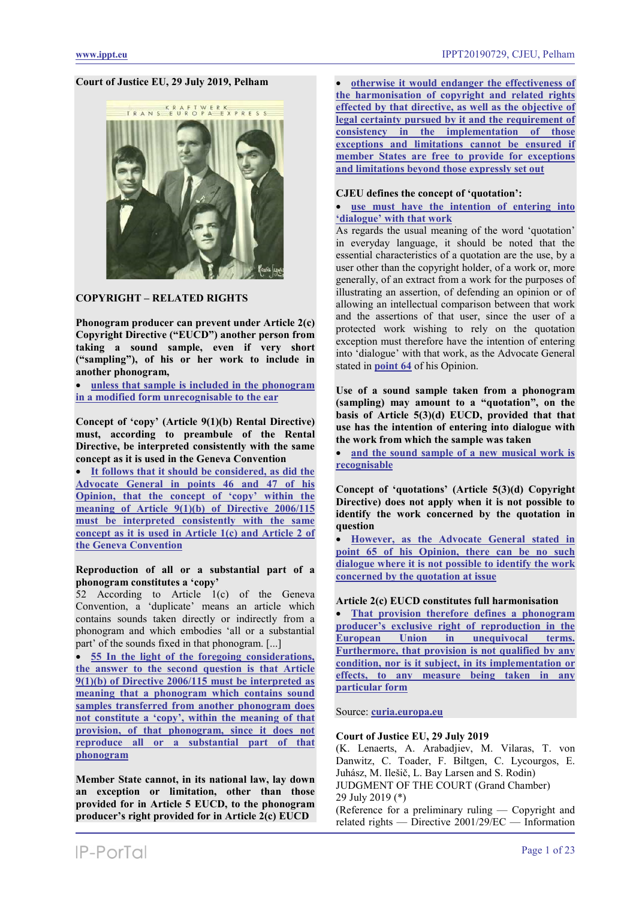**Court of Justice EU, 29 July 2019, Pelham**

**COPYRIGHT – RELATED RIGHTS**

**Phonogram producer can prevent under Article 2(c) Copyright Directive ("EUCD") another person from taking a sound sample, even if very short ("sampling"), of his or her work to include in another phonogram,**

- unless that sample is included in the phonogram in a modified form unrecognisable to the ear

**Concept of 'copy' (Article 9(1)(b) Rental Directive) must, according to preambule of the Rental Directive, be interpreted consistently with the same concept as it is used in the Geneva Convention**

- It follows that it should be considered, as did the Advocate General in points 46 and 47 of his Opinion, that the concept of 'copy' within the meaning of Article 9(1)(b) of Directive 2006/115 must be interpreted consistently with the same concept as it is used in Article 1(c) and Article 2 of the Geneva Convention

**Reproduction of all or a substantial part of a phonogram constitutes a 'copy'**

52 According to Article 1(c) of the Geneva Convention, a 'duplicate' means an article which contains sounds taken directly or indirectly from a phonogram and which embodies 'all or a substantial part' of the sounds fixed in that phonogram. [...]

- 55 In the light of the foregoing considerations, the answer to the second question is that Article 9(1)(b) of Directive 2006/115 must be interpreted as meaning that a phonogram which contains sound samples transferred from another phonogram does not constitute a 'copy', within the meaning of that provision, of that phonogram, since it does not reproduce all or a substantial part of that phonogram

**Member State cannot, in its national law, lay down an exception or limitation, other than those provided for in Article 5 EUCD, to the phonogram producer's right provided for in Article 2(c) EUCD**

- otherwise it would endanger the effectiveness of the harmonisation of copyright and related rights effected by that directive, as well as the objective of legal certainty pursued by it and the requirement of consistency in the implementation of those exceptions and limitations cannot be ensured if member States are free to provide for exceptions and limitations beyond those expressly set out

**CJEU defines the concept of 'quotation':**

- use must have the intention of entering into 'dialogue' with that work

As regards the usual meaning of the word 'quotation' in everyday language, it should be noted that the essential characteristics of a quotation are the use, by a user other than the copyright holder, of a work or, more generally, of an extract from a work for the purposes of illustrating an assertion, of defending an opinion or of allowing an intellectual comparison between that work and the assertions of that user, since the user of a protected work wishing to rely on the quotation exception must therefore have the intention of entering into 'dialogue' with that work, as the Advocate General stated in point 64 of his Opinion.

**Use of a sound sample taken from a phonogram (sampling) may amount to a "quotation", on the basis of Article 5(3)(d) EUCD, provided that that use has the intention of entering into dialogue with the work from which the sample was taken**

- and the sound sample of a new musical work is recognisable

**Concept of 'quotations' (Article 5(3)(d) Copyright Directive) does not apply when it is not possible to identify the work concerned by the quotation in question**

- However, as the Advocate General stated in point 65 of his Opinion, there can be no such dialogue where it is not possible to identify the work concerned by the quotation at issue

**Article 2(c) EUCD constitutes full harmonisation**

- That provision therefore defines a phonogram producer's exclusive right of reproduction in the European Union in unequivocal terms. Furthermore, that provision is not qualified by any condition, nor is it subject, in its implementation or effects, to any measure being taken in any particular form

Source: curia.europa.eu

**Court of Justice EU, 29 July 2019**

(K. Lenaerts, A. Arabadjiev, M. Vilaras, T. von Danwitz, C. Toader, F. Biltgen, C. Lycourgos, E. Juhász, M. Ilešič, L. Bay Larsen and S. Rodin)

JUDGMENT OF THE COURT (Grand Chamber)

29 July 2019 (*)

(Reference for a preliminary ruling — Copyright and related rights — Directive 2001/29/EC — Information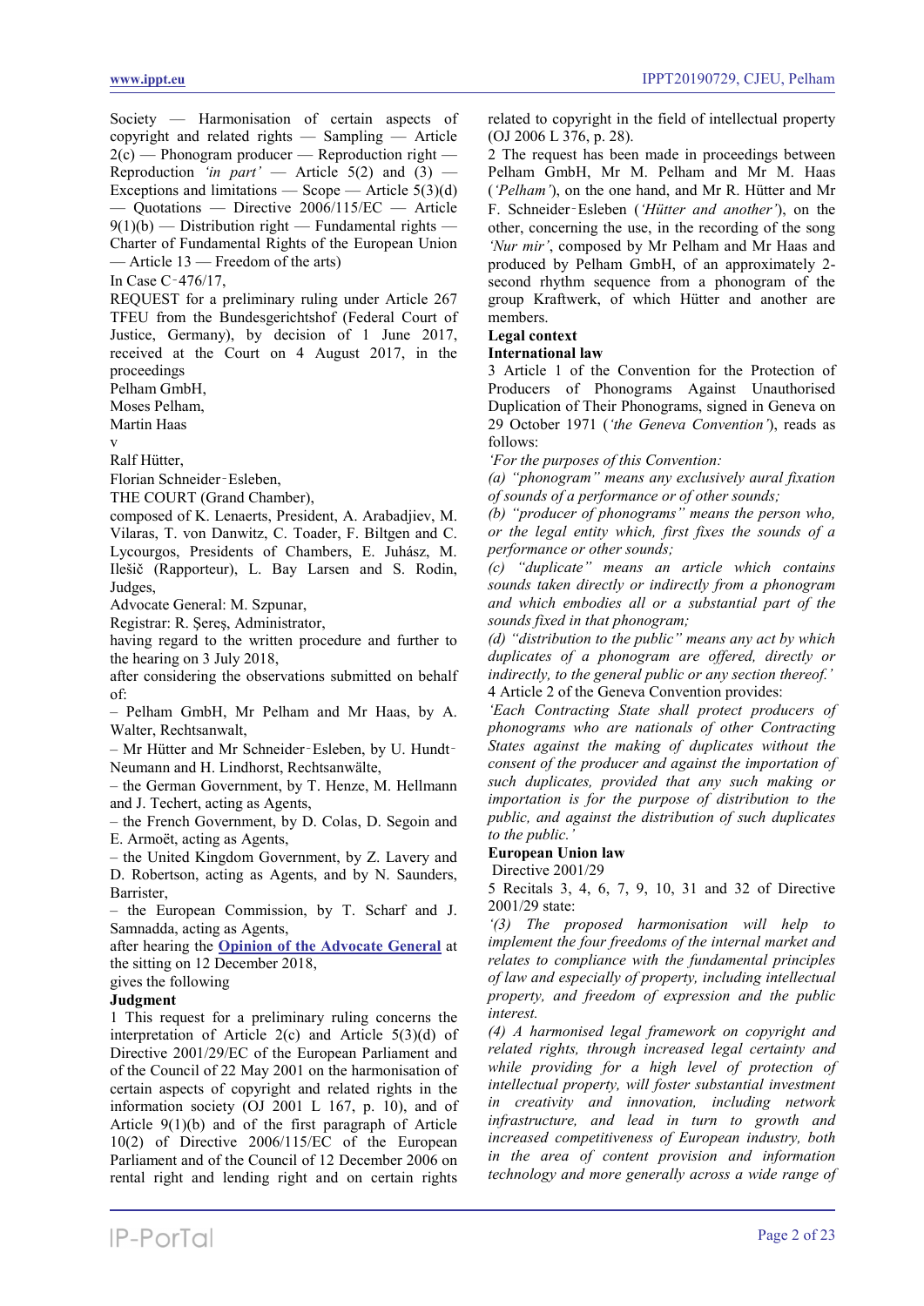Society — Harmonisation of certain aspects of copyright and related rights — Sampling — Article 2(c) — Phonogram producer — Reproduction right — Reproduction *'in part'* — Article 5(2) and (3) — Exceptions and limitations — Scope — Article 5(3)(d) — Quotations — Directive 2006/115/EC — Article 9(1)(b) — Distribution right — Fundamental rights — Charter of Fundamental Rights of the European Union — Article 13 — Freedom of the arts)

In Case C‑476/17,

REQUEST for a preliminary ruling under Article 267 TFEU from the Bundesgerichtshof (Federal Court of Justice, Germany), by decision of 1 June 2017, received at the Court on 4 August 2017, in the proceedings

Pelham GmbH,

Moses Pelham,

Martin Haas

v

Ralf Hütter,

Florian Schneider‑Esleben,

THE COURT (Grand Chamber),

composed of K. Lenaerts, President, A. Arabadjiev, M. Vilaras, T. von Danwitz, C. Toader, F. Biltgen and C. Lycourgos, Presidents of Chambers, E. Juhász, M. Ilešič (Rapporteur), L. Bay Larsen and S. Rodin, Judges,

Advocate General: M. Szpunar,

Registrar: R. Şereş, Administrator,

having regard to the written procedure and further to the hearing on 3 July 2018,

after considering the observations submitted on behalf of:

– Pelham GmbH, Mr Pelham and Mr Haas, by A. Walter, Rechtsanwalt,

– Mr Hütter and Mr Schneider‑Esleben, by U. Hundt‑Neumann and H. Lindhorst, Rechtsanwälte,

– the German Government, by T. Henze, M. Hellmann and J. Techert, acting as Agents,

– the French Government, by D. Colas, D. Segoin and E. Armoët, acting as Agents,

– the United Kingdom Government, by Z. Lavery and D. Robertson, acting as Agents, and by N. Saunders, Barrister,

– the European Commission, by T. Scharf and J. Samnadda, acting as Agents,

after hearing the **Opinion of the Advocate General** at the sitting on 12 December 2018,

gives the following

**Judgment**

1 This request for a preliminary ruling concerns the interpretation of Article 2(c) and Article 5(3)(d) of Directive 2001/29/EC of the European Parliament and of the Council of 22 May 2001 on the harmonisation of certain aspects of copyright and related rights in the information society (OJ 2001 L 167, p. 10), and of Article 9(1)(b) and of the first paragraph of Article 10(2) of Directive 2006/115/EC of the European Parliament and of the Council of 12 December 2006 on rental right and lending right and on certain rights related to copyright in the field of intellectual property (OJ 2006 L 376, p. 28).

2 The request has been made in proceedings between Pelham GmbH, Mr M. Pelham and Mr M. Haas (*'Pelham'*), on the one hand, and Mr R. Hütter and Mr F. Schneider‑Esleben (*'Hütter and another'*), on the other, concerning the use, in the recording of the song *'Nur mir'*, composed by Mr Pelham and Mr Haas and produced by Pelham GmbH, of an approximately 2-second rhythm sequence from a phonogram of the group Kraftwerk, of which Hütter and another are members.

**Legal context**

**International law**

3 Article 1 of the Convention for the Protection of Producers of Phonograms Against Unauthorised Duplication of Their Phonograms, signed in Geneva on 29 October 1971 (*'the Geneva Convention'*), reads as follows:

*'For the purposes of this Convention:*

*(a) "phonogram" means any exclusively aural fixation of sounds of a performance or of other sounds;*

*(b) "producer of phonograms" means the person who, or the legal entity which, first fixes the sounds of a performance or other sounds;*

*(c) "duplicate" means an article which contains sounds taken directly or indirectly from a phonogram and which embodies all or a substantial part of the sounds fixed in that phonogram;*

*(d) "distribution to the public" means any act by which duplicates of a phonogram are offered, directly or indirectly, to the general public or any section thereof.'*

4 Article 2 of the Geneva Convention provides:

*'Each Contracting State shall protect producers of phonograms who are nationals of other Contracting States against the making of duplicates without the consent of the producer and against the importation of such duplicates, provided that any such making or importation is for the purpose of distribution to the public, and against the distribution of such duplicates to the public.'*

**European Union law**

Directive 2001/29

5 Recitals 3, 4, 6, 7, 9, 10, 31 and 32 of Directive 2001/29 state:

*'(3) The proposed harmonisation will help to implement the four freedoms of the internal market and relates to compliance with the fundamental principles of law and especially of property, including intellectual property, and freedom of expression and the public interest.*

*(4) A harmonised legal framework on copyright and related rights, through increased legal certainty and while providing for a high level of protection of intellectual property, will foster substantial investment in creativity and innovation, including network infrastructure, and lead in turn to growth and increased competitiveness of European industry, both in the area of content provision and information technology and more generally across a wide range of*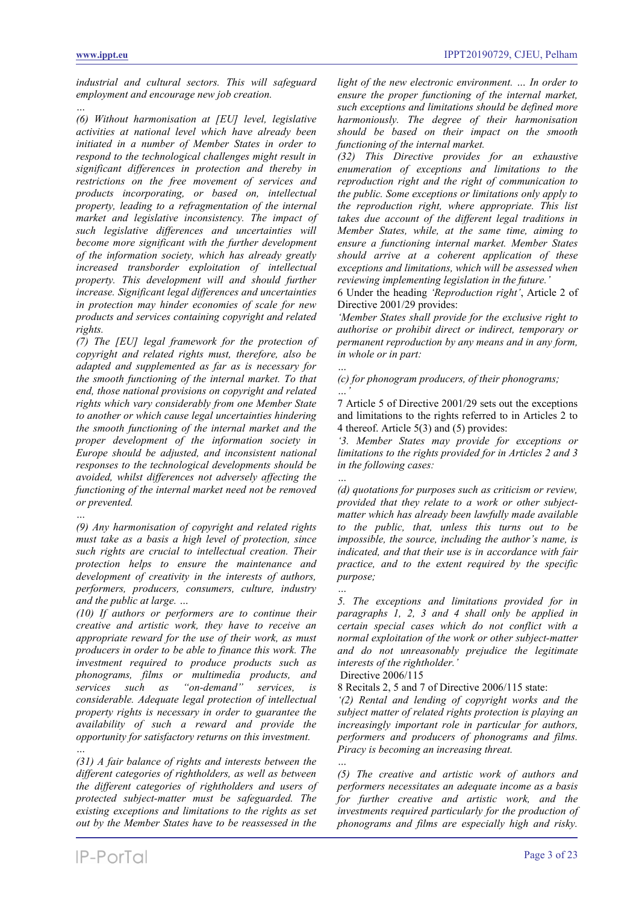*industrial and cultural sectors. This will safeguard employment and encourage new job creation.*

*…*

*(6) Without harmonisation at [EU] level, legislative activities at national level which have already been initiated in a number of Member States in order to respond to the technological challenges might result in significant differences in protection and thereby in restrictions on the free movement of services and products incorporating, or based on, intellectual property, leading to a refragmentation of the internal market and legislative inconsistency. The impact of such legislative differences and uncertainties will become more significant with the further development of the information society, which has already greatly increased transborder exploitation of intellectual property. This development will and should further increase. Significant legal differences and uncertainties in protection may hinder economies of scale for new products and services containing copyright and related rights.*

*(7) The [EU] legal framework for the protection of copyright and related rights must, therefore, also be adapted and supplemented as far as is necessary for the smooth functioning of the internal market. To that end, those national provisions on copyright and related rights which vary considerably from one Member State to another or which cause legal uncertainties hindering the smooth functioning of the internal market and the proper development of the information society in Europe should be adjusted, and inconsistent national responses to the technological developments should be avoided, whilst differences not adversely affecting the functioning of the internal market need not be removed or prevented.*

*…*

*(9) Any harmonisation of copyright and related rights must take as a basis a high level of protection, since such rights are crucial to intellectual creation. Their protection helps to ensure the maintenance and development of creativity in the interests of authors, performers, producers, consumers, culture, industry and the public at large. …*

*(10) If authors or performers are to continue their creative and artistic work, they have to receive an appropriate reward for the use of their work, as must producers in order to be able to finance this work. The investment required to produce products such as phonograms, films or multimedia products, and services such as "on-demand" services, is considerable. Adequate legal protection of intellectual property rights is necessary in order to guarantee the availability of such a reward and provide the opportunity for satisfactory returns on this investment.*

*…*

*(31) A fair balance of rights and interests between the different categories of rightholders, as well as between the different categories of rightholders and users of protected subject-matter must be safeguarded. The existing exceptions and limitations to the rights as set out by the Member States have to be reassessed in the light of the new electronic environment. … In order to ensure the proper functioning of the internal market, such exceptions and limitations should be defined more harmoniously. The degree of their harmonisation should be based on their impact on the smooth functioning of the internal market.*

*(32) This Directive provides for an exhaustive enumeration of exceptions and limitations to the reproduction right and the right of communication to the public. Some exceptions or limitations only apply to the reproduction right, where appropriate. This list takes due account of the different legal traditions in Member States, while, at the same time, aiming to ensure a functioning internal market. Member States should arrive at a coherent application of these exceptions and limitations, which will be assessed when reviewing implementing legislation in the future.'*

6 Under the heading *'Reproduction right'*, Article 2 of Directive 2001/29 provides:

*'Member States shall provide for the exclusive right to authorise or prohibit direct or indirect, temporary or permanent reproduction by any means and in any form, in whole or in part:*

*…*

*(c) for phonogram producers, of their phonograms;*

*…'*

7 Article 5 of Directive 2001/29 sets out the exceptions and limitations to the rights referred to in Articles 2 to 4 thereof. Article 5(3) and (5) provides:

*'3. Member States may provide for exceptions or limitations to the rights provided for in Articles 2 and 3 in the following cases:*

*…*

*(d) quotations for purposes such as criticism or review, provided that they relate to a work or other subject-matter which has already been lawfully made available to the public, that, unless this turns out to be impossible, the source, including the author's name, is indicated, and that their use is in accordance with fair practice, and to the extent required by the specific purpose;*

*…*

*5. The exceptions and limitations provided for in paragraphs 1, 2, 3 and 4 shall only be applied in certain special cases which do not conflict with a normal exploitation of the work or other subject-matter and do not unreasonably prejudice the legitimate interests of the rightholder.'*

Directive 2006/115

8 Recitals 2, 5 and 7 of Directive 2006/115 state:

*'(2) Rental and lending of copyright works and the subject matter of related rights protection is playing an increasingly important role in particular for authors, performers and producers of phonograms and films. Piracy is becoming an increasing threat.*

*…*

*(5) The creative and artistic work of authors and performers necessitates an adequate income as a basis for further creative and artistic work, and the investments required particularly for the production of phonograms and films are especially high and risky.*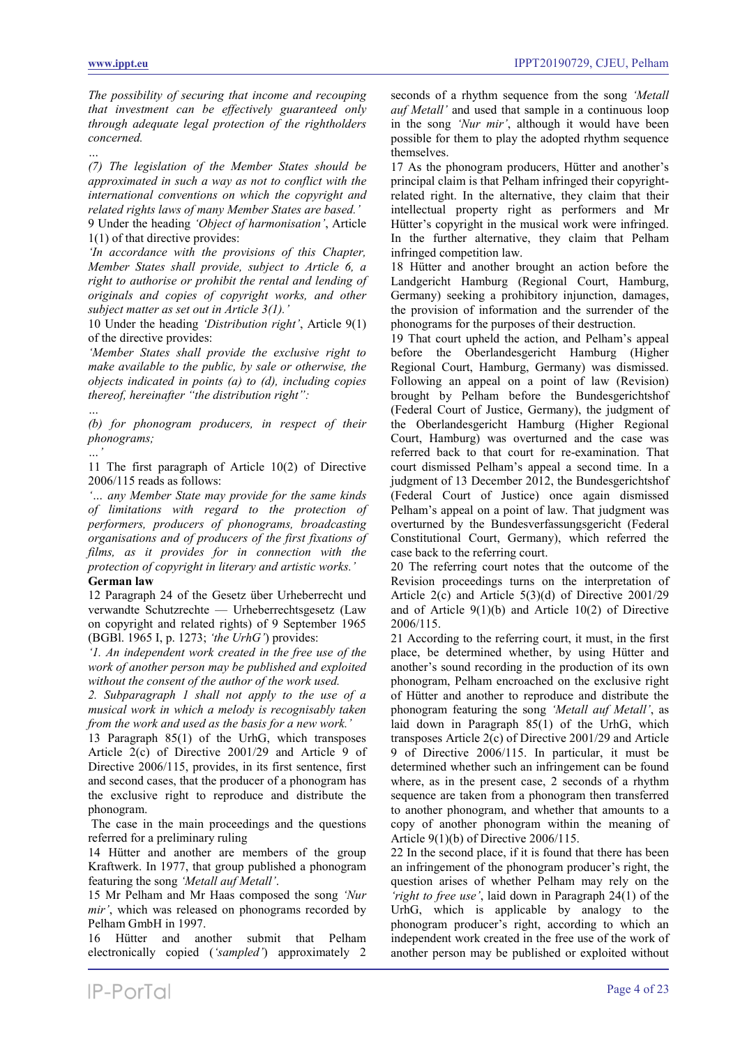*The possibility of securing that income and recouping that investment can be effectively guaranteed only through adequate legal protection of the rightholders concerned.*

*…*

*(7) The legislation of the Member States should be approximated in such a way as not to conflict with the international conventions on which the copyright and related rights laws of many Member States are based.'*

9 Under the heading *'Object of harmonisation'*, Article 1(1) of that directive provides:

*'In accordance with the provisions of this Chapter, Member States shall provide, subject to Article 6, a right to authorise or prohibit the rental and lending of originals and copies of copyright works, and other subject matter as set out in Article 3(1).'*

10 Under the heading *'Distribution right'*, Article 9(1) of the directive provides:

*'Member States shall provide the exclusive right to make available to the public, by sale or otherwise, the objects indicated in points (a) to (d), including copies thereof, hereinafter "the distribution right":*

*…*

*(b) for phonogram producers, in respect of their phonograms;*

*…'*

11 The first paragraph of Article 10(2) of Directive 2006/115 reads as follows:

*'… any Member State may provide for the same kinds of limitations with regard to the protection of performers, producers of phonograms, broadcasting organisations and of producers of the first fixations of films, as it provides for in connection with the protection of copyright in literary and artistic works.'*

**German law**

12 Paragraph 24 of the Gesetz über Urheberrecht und verwandte Schutzrechte — Urheberrechtsgesetz (Law on copyright and related rights) of 9 September 1965 (BGBl. 1965 I, p. 1273; *'the UrhG'*) provides:

*'1. An independent work created in the free use of the work of another person may be published and exploited without the consent of the author of the work used.*

*2. Subparagraph 1 shall not apply to the use of a musical work in which a melody is recognisably taken from the work and used as the basis for a new work.'*

13 Paragraph 85(1) of the UrhG, which transposes Article 2(c) of Directive 2001/29 and Article 9 of Directive 2006/115, provides, in its first sentence, first and second cases, that the producer of a phonogram has the exclusive right to reproduce and distribute the phonogram.

The case in the main proceedings and the questions referred for a preliminary ruling

14 Hütter and another are members of the group Kraftwerk. In 1977, that group published a phonogram featuring the song *'Metall auf Metall'*.

15 Mr Pelham and Mr Haas composed the song *'Nur mir'*, which was released on phonograms recorded by Pelham GmbH in 1997.

16 Hütter and another submit that Pelham electronically copied (*'sampled'*) approximately 2 seconds of a rhythm sequence from the song *'Metall auf Metall'* and used that sample in a continuous loop in the song *'Nur mir'*, although it would have been possible for them to play the adopted rhythm sequence themselves.

17 As the phonogram producers, Hütter and another's principal claim is that Pelham infringed their copyright-related right. In the alternative, they claim that their intellectual property right as performers and Mr Hütter's copyright in the musical work were infringed. In the further alternative, they claim that Pelham infringed competition law.

18 Hütter and another brought an action before the Landgericht Hamburg (Regional Court, Hamburg, Germany) seeking a prohibitory injunction, damages, the provision of information and the surrender of the phonograms for the purposes of their destruction.

19 That court upheld the action, and Pelham's appeal before the Oberlandesgericht Hamburg (Higher Regional Court, Hamburg, Germany) was dismissed. Following an appeal on a point of law (Revision) brought by Pelham before the Bundesgerichtshof (Federal Court of Justice, Germany), the judgment of the Oberlandesgericht Hamburg (Higher Regional Court, Hamburg) was overturned and the case was referred back to that court for re-examination. That court dismissed Pelham's appeal a second time. In a judgment of 13 December 2012, the Bundesgerichtshof (Federal Court of Justice) once again dismissed Pelham's appeal on a point of law. That judgment was overturned by the Bundesverfassungsgericht (Federal Constitutional Court, Germany), which referred the case back to the referring court.

20 The referring court notes that the outcome of the Revision proceedings turns on the interpretation of Article 2(c) and Article 5(3)(d) of Directive 2001/29 and of Article 9(1)(b) and Article 10(2) of Directive 2006/115.

21 According to the referring court, it must, in the first place, be determined whether, by using Hütter and another's sound recording in the production of its own phonogram, Pelham encroached on the exclusive right of Hütter and another to reproduce and distribute the phonogram featuring the song *'Metall auf Metall'*, as laid down in Paragraph 85(1) of the UrhG, which transposes Article 2(c) of Directive 2001/29 and Article 9 of Directive 2006/115. In particular, it must be determined whether such an infringement can be found where, as in the present case, 2 seconds of a rhythm sequence are taken from a phonogram then transferred to another phonogram, and whether that amounts to a copy of another phonogram within the meaning of Article 9(1) of Directive 2006/115.

22 In the second place, if it is found that there has been an infringement of the phonogram producer's right, the question arises of whether Pelham may rely on the *'right to free use'*, laid down in Paragraph 24(1) of the UrhG, which is applicable by analogy to the phonogram producer's right, according to which an independent work created in the free use of the work of another person may be published or exploited without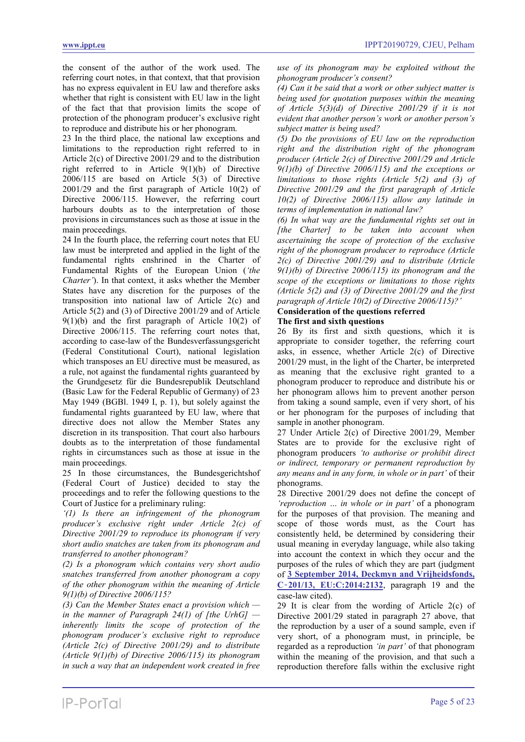the consent of the author of the work used. The referring court notes, in that context, that that provision has no express equivalent in EU law and therefore asks whether that right is consistent with EU law in the light of the fact that that provision limits the scope of protection of the phonogram producer's exclusive right to reproduce and distribute his or her phonogram.

23 In the third place, the national law exceptions and limitations to the reproduction right referred to in Article 2(c) of Directive 2001/29 and to the distribution right referred to in Article 9(1)(b) of Directive 2006/115 are based on Article 5(3) of Directive 2001/29 and the first paragraph of Article 10(2) of Directive 2006/115. However, the referring court harbours doubts as to the interpretation of those provisions in circumstances such as those at issue in the main proceedings.

24 In the fourth place, the referring court notes that EU law must be interpreted and applied in the light of the fundamental rights enshrined in the Charter of Fundamental Rights of the European Union (*'the Charter'*). In that context, it asks whether the Member States have any discretion for the purposes of the transposition into national law of Article 2(c) and Article 5(2) and (3) of Directive 2001/29 and of Article 9(1)(b) and the first paragraph of Article 10(2) of Directive 2006/115. The referring court notes that, according to case-law of the Bundesverfassungsgericht (Federal Constitutional Court), national legislation which transposes an EU directive must be measured, as a rule, not against the fundamental rights guaranteed by the Grundgesetz für die Bundesrepublik Deutschland (Basic Law for the Federal Republic of Germany) of 23 May 1949 (BGBl. 1949 I, p. 1), but solely against the fundamental rights guaranteed by EU law, where that directive does not allow the Member States any discretion in its transposition. That court also harbours doubts as to the interpretation of those fundamental rights in circumstances such as those at issue in the main proceedings.

25 In those circumstances, the Bundesgerichtshof (Federal Court of Justice) decided to stay the proceedings and to refer the following questions to the Court of Justice for a preliminary ruling:

*'(1) Is there an infringement of the phonogram producer's exclusive right under Article 2(c) of Directive 2001/29 to reproduce its phonogram if very short audio snatches are taken from its phonogram and transferred to another phonogram?*

*(2) Is a phonogram which contains very short audio snatches transferred from another phonogram a copy of the other phonogram within the meaning of Article 9(1)(b) of Directive 2006/115?*

*(3) Can the Member States enact a provision which — in the manner of Paragraph 24(1) of [the UrhG] — inherently limits the scope of protection of the phonogram producer's exclusive right to reproduce (Article 2(c) of Directive 2001/29) and to distribute (Article 9(1)(b) of Directive 2006/115) its phonogram in such a way that an independent work created in free use of its phonogram may be exploited without the phonogram producer's consent?*

*(4) Can it be said that a work or other subject matter is being used for quotation purposes within the meaning of Article 5(3)(d) of Directive 2001/29 if it is not evident that another person's work or another person's subject matter is being used?*

*(5) Do the provisions of EU law on the reproduction right and the distribution right of the phonogram producer (Article 2(c) of Directive 2001/29 and Article 9(1)(b) of Directive 2006/115) and the exceptions or limitations to those rights (Article 5(2) and (3) of Directive 2001/29 and the first paragraph of Article 10(2) of Directive 2006/115) allow any latitude in terms of implementation in national law?*

*(6) In what way are the fundamental rights set out in [the Charter] to be taken into account when ascertaining the scope of protection of the exclusive right of the phonogram producer to reproduce (Article 2(c) of Directive 2001/29) and to distribute (Article 9(1)(b) of Directive 2006/115) its phonogram and the scope of the exceptions or limitations to those rights (Article 5(2) and (3) of Directive 2001/29 and the first paragraph of Article 10(2) of Directive 2006/115)?'*

**Consideration of the questions referred**

**The first and sixth questions**

26 By its first and sixth questions, which it is appropriate to consider together, the referring court asks, in essence, whether Article 2(c) of Directive 2001/29 must, in the light of the Charter, be interpreted as meaning that the exclusive right granted to a phonogram producer to reproduce and distribute his or her phonogram allows him to prevent another person from taking a sound sample, even if very short, of his or her phonogram for the purposes of including that sample in another phonogram.

27 Under Article 2(c) of Directive 2001/29, Member States are to provide for the exclusive right of phonogram producers *'to authorise or prohibit direct or indirect, temporary or permanent reproduction by any means and in any form, in whole or in part'* of their phonograms.

28 Directive 2001/29 does not define the concept of *'reproduction … in whole or in part'* of a phonogram for the purposes of that provision. The meaning and scope of those words must, as the Court has consistently held, be determined by considering their usual meaning in everyday language, while also taking into account the context in which they occur and the purposes of the rules of which they are part (judgment of **3 September 2014, Deckmyn and Vrijheidsfonds, C‑201/13, EU:C:2014:2132**, paragraph 19 and the case-law cited).

29 It is clear from the wording of Article 2(c) of Directive 2001/29 stated in paragraph 27 above, that the reproduction by a user of a sound sample, even if very short, of a phonogram must, in principle, be regarded as a reproduction *'in part'* of that phonogram within the meaning of the provision, and that such a reproduction therefore falls within the exclusive right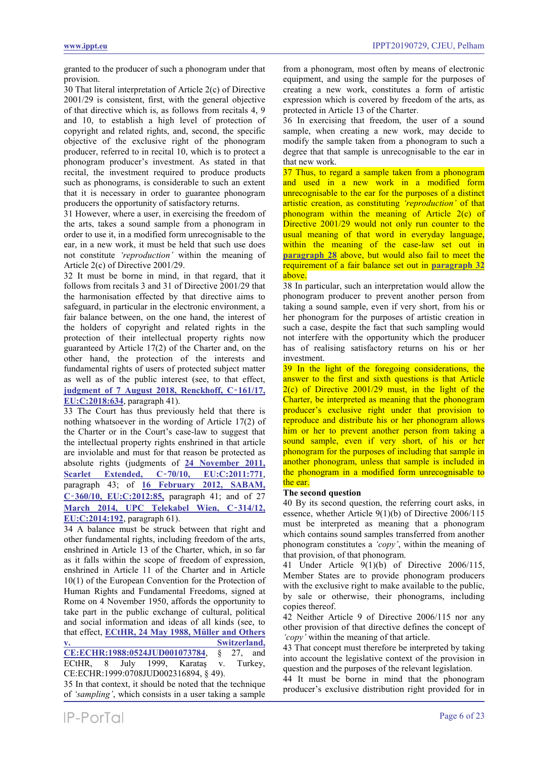granted to the producer of such a phonogram under that provision.

30 That literal interpretation of Article 2(c) of Directive 2001/29 is consistent, first, with the general objective of that directive which is, as follows from recitals 4, 9 and 10, to establish a high level of protection of copyright and related rights, and, second, the specific objective of the exclusive right of the phonogram producer, referred to in recital 10, which is to protect a phonogram producer's investment. As stated in that recital, the investment required to produce products such as phonograms, is considerable to such an extent that it is necessary in order to guarantee phonogram producers the opportunity of satisfactory returns.

31 However, where a user, in exercising the freedom of the arts, takes a sound sample from a phonogram in order to use it, in a modified form unrecognisable to the ear, in a new work, it must be held that such use does not constitute *'reproduction'* within the meaning of Article 2(c) of Directive 2001/29.

32 It must be borne in mind, in that regard, that it follows from recitals 3 and 31 of Directive 2001/29 that the harmonisation effected by that directive aims to safeguard, in particular in the electronic environment, a fair balance between, on the one hand, the interest of the holders of copyright and related rights in the protection of their intellectual property rights now guaranteed by Article 17(2) of the Charter and, on the other hand, the protection of the interests and fundamental rights of users of protected subject matter as well as of the public interest (see, to that effect, **judgment of 7 August 2018, Renckhoff, C‑161/17, EU:C:2018:634**, paragraph 41).

33 The Court has thus previously held that there is nothing whatsoever in the wording of Article 17(2) of the Charter or in the Court's case-law to suggest that the intellectual property rights enshrined in that article are inviolable and must for that reason be protected as absolute rights (judgments of **24 November 2011, Scarlet Extended, C‑70/10, EU:C:2011:771**, paragraph 43; of **16 February 2012, SABAM, C‑360/10, EU:C:2012:85,** paragraph 41; and of **27 March 2014, UPC Telekabel Wien, C‑314/12, EU:C:2014:192**, paragraph 61).

34 A balance must be struck between that right and other fundamental rights, including freedom of the arts, enshrined in Article 13 of the Charter, which, in so far as it falls within the scope of freedom of expression, enshrined in Article 11 of the Charter and in Article 10(1) of the European Convention for the Protection of Human Rights and Fundamental Freedoms, signed at Rome on 4 November 1950, affords the opportunity to take part in the public exchange of cultural, political and social information and ideas of all kinds (see, to that effect, **ECtHR, 24 May 1988, Müller and Others v. Switzerland, CE:ECHR:1988:0524JUD001073784**, § 27, and ECtHR, 8 July 1999, Karataş v. Turkey, CE:ECHR:1999:0708JUD002316894, § 49).

35 In that context, it should be noted that the technique of *'sampling'*, which consists in a user taking a sample from a phonogram, most often by means of electronic equipment, and using the sample for the purposes of creating a new work, constitutes a form of artistic expression which is covered by freedom of the arts, as protected in Article 13 of the Charter.

36 In exercising that freedom, the user of a sound sample, when creating a new work, may decide to modify the sample taken from a phonogram to such a degree that that sample is unrecognisable to the ear in that new work.

37 Thus, to regard a sample taken from a phonogram and used in a new work in a modified form unrecognisable to the ear for the purposes of a distinct artistic creation, as constituting *'reproduction'* of that phonogram within the meaning of Article 2(c) of Directive 2001/29 would not only run counter to the usual meaning of that word in everyday language, within the meaning of the case-law set out in **paragraph 28** above, but would also fail to meet the requirement of a fair balance set out in **paragraph 32** above.

38 In particular, such an interpretation would allow the phonogram producer to prevent another person from taking a sound sample, even if very short, from his or her phonogram for the purposes of artistic creation in such a case, despite the fact that such sampling would not interfere with the opportunity which the producer has of realising satisfactory returns on his or her investment.

39 In the light of the foregoing considerations, the answer to the first and sixth questions is that Article 2(c) of Directive 2001/29 must, in the light of the Charter, be interpreted as meaning that the phonogram producer's exclusive right under that provision to reproduce and distribute his or her phonogram allows him or her to prevent another person from taking a sound sample, even if very short, of his or her phonogram for the purposes of including that sample in another phonogram, unless that sample is included in the phonogram in a modified form unrecognisable to the ear.

**The second question**

40 By its second question, the referring court asks, in essence, whether Article 9(1)(b) of Directive 2006/115 must be interpreted as meaning that a phonogram which contains sound samples transferred from another phonogram constitutes a *'copy'*, within the meaning of that provision, of that phonogram.

41 Under Article 9(1)(b) of Directive 2006/115, Member States are to provide phonogram producers with the exclusive right to make available to the public, by sale or otherwise, their phonograms, including copies thereof.

42 Neither Article 9 of Directive 2006/115 nor any other provision of that directive defines the concept of *'copy'* within the meaning of that article.

43 That concept must therefore be interpreted by taking into account the legislative context of the provision in question and the purposes of the relevant legislation.

44 It must be borne in mind that the phonogram producer's exclusive distribution right provided for in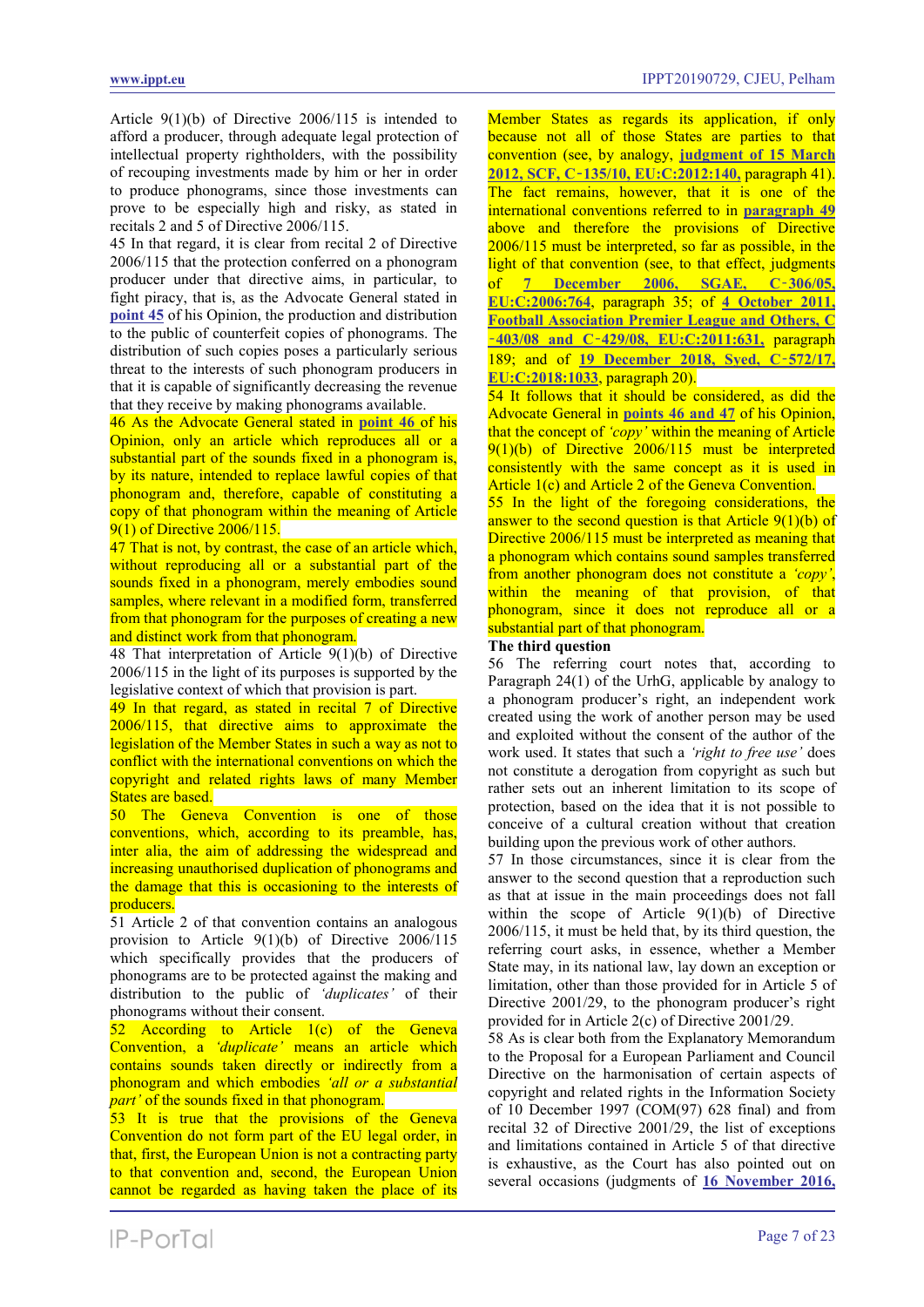Article 9(1)(b) of Directive 2006/115 is intended to afford a producer, through adequate legal protection of intellectual property rightholders, with the possibility of recouping investments made by him or her in order to produce phonograms, since those investments can prove to be especially high and risky, as stated in recitals 2 and 5 of Directive 2006/115.

45 In that regard, it is clear from recital 2 of Directive 2006/115 that the protection conferred on a phonogram producer under that directive aims, in particular, to fight piracy, that is, as the Advocate General stated in **point 45** of his Opinion, the production and distribution to the public of counterfeit copies of phonograms. The distribution of such copies poses a particularly serious threat to the interests of such phonogram producers in that it is capable of significantly decreasing the revenue that they receive by making phonograms available.

46 As the Advocate General stated in **point 46** of his Opinion, only an article which reproduces all or a substantial part of the sounds fixed in a phonogram is, by its nature, intended to replace lawful copies of that phonogram and, therefore, capable of constituting a copy of that phonogram within the meaning of Article 9(1) of Directive 2006/115.

47 That is not, by contrast, the case of an article which, without reproducing all or a substantial part of the sounds fixed in a phonogram, merely embodies sound samples, where relevant in a modified form, transferred from that phonogram for the purposes of creating a new and distinct work from that phonogram.

48 That interpretation of Article 9(1)(b) of Directive 2006/115 in the light of its purposes is supported by the legislative context of which that provision is part.

49 In that regard, as stated in recital 7 of Directive 2006/115, that directive aims to approximate the legislation of the Member States in such a way as not to conflict with the international conventions on which the copyright and related rights laws of many Member States are based.

50 The Geneva Convention is one of those conventions, which, according to its preamble, has, inter alia, the aim of addressing the widespread and increasing unauthorised duplication of phonograms and the damage that this is occasioning to the interests of producers.

51 Article 2 of that convention contains an analogous provision to Article 9(1)(b) of Directive 2006/115 which specifically provides that the producers of phonograms are to be protected against the making and distribution to the public of *'duplicates'* of their phonograms without their consent.

52 According to Article 1(c) of the Geneva Convention, a *'duplicate'* means an article which contains sounds taken directly or indirectly from a phonogram and which embodies *'all or a substantial part'* of the sounds fixed in that phonogram.

53 It is true that the provisions of the Geneva Convention do not form part of the EU legal order, in that, first, the European Union is not a contracting party to that convention and, second, the European Union cannot be regarded as having taken the place of its Member States as regards its application, if only because not all of those States are parties to that convention (see, by analogy, **judgment of 15 March 2012, SCF, C‑135/10, EU:C:2012:140,** paragraph 41). The fact remains, however, that it is one of the international conventions referred to in **paragraph 49** above and therefore the provisions of Directive 2006/115 must be interpreted, so far as possible, in the light of that convention (see, to that effect, judgments of **7 December 2006, SGAE, C‑306/05, EU:C:2006:764**, paragraph 35; of **4 October 2011, Football Association Premier League and Others, C‑403/08 and C‑429/08, EU:C:2011:631,** paragraph 189; and of **19 December 2018, Syed, C‑572/17, EU:C:2018:1033**, paragraph 20).

54 It follows that it should be considered, as did the Advocate General in **points 46 and 47** of his Opinion, that the concept of *'copy'* within the meaning of Article 9(1)(b) of Directive 2006/115 must be interpreted consistently with the same concept as it is used in Article 1(c) and Article 2 of the Geneva Convention.

55 In the light of the foregoing considerations, the answer to the second question is that Article 9(1)(b) of Directive 2006/115 must be interpreted as meaning that a phonogram which contains sound samples transferred from another phonogram does not constitute a *'copy'*, within the meaning of that provision, of that phonogram, since it does not reproduce all or a substantial part of that phonogram.

**The third question**

56 The referring court notes that, according to Paragraph 24(1) of the UrhG, applicable by analogy to a phonogram producer's right, an independent work created using the work of another person may be used and exploited without the consent of the author of the work used. It states that such a *'right to free use'* does not constitute a derogation from copyright as such but rather sets out an inherent limitation to its scope of protection, based on the idea that it is not possible to conceive of a cultural creation without that creation building upon the previous work of other authors.

57 In those circumstances, since it is clear from the answer to the second question that a reproduction such as that at issue in the main proceedings does not fall within the scope of Article 9(1)(b) of Directive 2006/115, it must be held that, by its third question, the referring court asks, in essence, whether a Member State may, in its national law, lay down an exception or limitation, other than those provided for in Article 5 of Directive 2001/29, to the phonogram producer's right provided for in Article 2(c) of Directive 2001/29.

58 As is clear both from the Explanatory Memorandum to the Proposal for a European Parliament and Council Directive on the harmonisation of certain aspects of copyright and related rights in the Information Society of 10 December 1997 (COM(97) 628 final) and from recital 32 of Directive 2001/29, the list of exceptions and limitations contained in Article 5 of that directive is exhaustive, as the Court has also pointed out on several occasions (judgments of **16 November 2016,**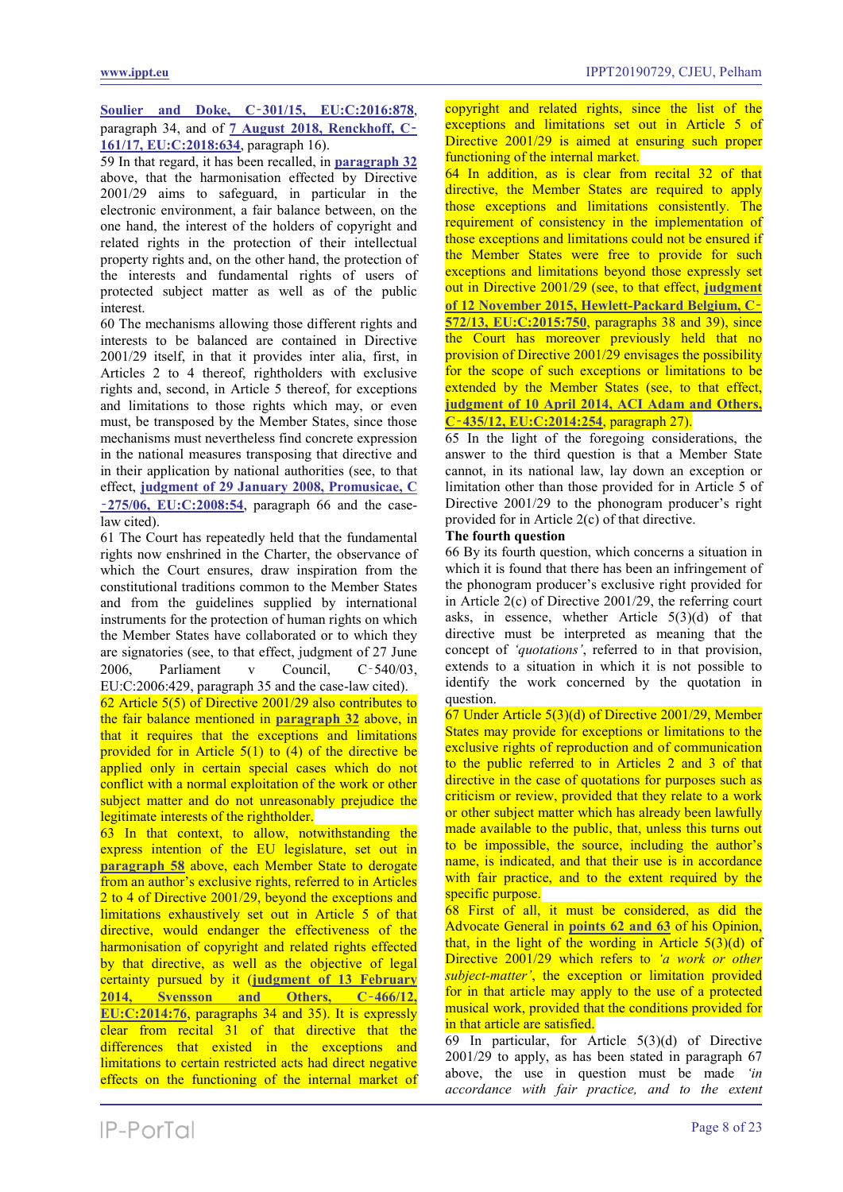Soulier and Doke, C‑301/15, EU:C:2016:878, paragraph 34, and of 7 August 2018, Renckhoff, C‑161/17, EU:C:2018:634, paragraph 16).

59 In that regard, it has been recalled, in paragraph 32 above, that the harmonisation effected by Directive 2001/29 aims to safeguard, in particular in the electronic environment, a fair balance between, on the one hand, the interest of the holders of copyright and related rights in the protection of their intellectual property rights and, on the other hand, the protection of the interests and fundamental rights of users of protected subject matter as well as of the public interest.

60 The mechanisms allowing those different rights and interests to be balanced are contained in Directive 2001/29 itself, in that it provides inter alia, first, in Articles 2 to 4 thereof, rightholders with exclusive rights and, second, in Article 5 thereof, for exceptions and limitations to those rights which may, or even must, be transposed by the Member States, since those mechanisms must nevertheless find concrete expression in the national measures transposing that directive and in their application by national authorities (see, to that effect, judgment of 29 January 2008, Promusicae, C‑275/06, EU:C:2008:54, paragraph 66 and the case-law cited).

61 The Court has repeatedly held that the fundamental rights now enshrined in the Charter, the observance of which the Court ensures, draw inspiration from the constitutional traditions common to the Member States and from the guidelines supplied by international instruments for the protection of human rights on which the Member States have collaborated or to which they are signatories (see, to that effect, judgment of 27 June 2006, Parliament v Council, C‑540/03, EU:C:2006:429, paragraph 35 and the case-law cited).

62 Article 5(5) of Directive 2001/29 also contributes to the fair balance mentioned in paragraph 32 above, in that it requires that the exceptions and limitations provided for in Article 5(1) to (4) of the directive be applied only in certain special cases which do not conflict with a normal exploitation of the work or other subject matter and do not unreasonably prejudice the legitimate interests of the rightholder.

63 In that context, to allow, notwithstanding the express intention of the EU legislature, set out in paragraph 58 above, each Member State to derogate from an author's exclusive rights, referred to in Articles 2 to 4 of Directive 2001/29, beyond the exceptions and limitations exhaustively set out in Article 5 of that directive, would endanger the effectiveness of the harmonisation of copyright and related rights effected by that directive, as well as the objective of legal certainty pursued by it (judgment of 13 February 2014, Svensson and Others, C‑466/12, EU:C:2014:76, paragraphs 34 and 35). It is expressly clear from recital 31 of that directive that the differences that existed in the exceptions and limitations to certain restricted acts had direct negative effects on the functioning of the internal market of copyright and related rights, since the list of the exceptions and limitations set out in Article 5 of Directive 2001/29 is aimed at ensuring such proper functioning of the internal market.

64 In addition, as is clear from recital 32 of that directive, the Member States are required to apply those exceptions and limitations consistently. The requirement of consistency in the implementation of those exceptions and limitations could not be ensured if the Member States were free to provide for such exceptions and limitations beyond those expressly set out in Directive 2001/29 (see, to that effect, judgment of 12 November 2015, Hewlett-Packard Belgium, C‑572/13, EU:C:2015:750, paragraphs 38 and 39), since the Court has moreover previously held that no provision of Directive 2001/29 envisages the possibility for the scope of such exceptions or limitations to be extended by the Member States (see, to that effect, judgment of 10 April 2014, ACI Adam and Others, C‑435/12, EU:C:2014:254, paragraph 27).

65 In the light of the foregoing considerations, the answer to the third question is that a Member State cannot, in its national law, lay down an exception or limitation other than those provided for in Article 5 of Directive 2001/29 to the phonogram producer's right provided for in Article 2(c) of that directive.

**The fourth question**

66 By its fourth question, which concerns a situation in which it is found that there has been an infringement of the phonogram producer's exclusive right provided for in Article 2(c) of Directive 2001/29, the referring court asks, in essence, whether Article 5(3)(d) of that directive must be interpreted as meaning that the concept of *'quotations'*, referred to in that provision, extends to a situation in which it is not possible to identify the work concerned by the quotation in question.

67 Under Article 5(3)(d) of Directive 2001/29, Member States may provide for exceptions or limitations to the exclusive rights of reproduction and of communication to the public referred to in Articles 2 and 3 of that directive in the case of quotations for purposes such as criticism or review, provided that they relate to a work or other subject matter which has already been lawfully made available to the public, that, unless this turns out to be impossible, the source, including the author's name, is indicated, and that their use is in accordance with fair practice, and to the extent required by the specific purpose.

68 First of all, it must be considered, as did the Advocate General in points 62 and 63 of his Opinion, that, in the light of the wording in Article 5(3)(d) of Directive 2001/29 which refers to *'a work or other subject-matter'*, the exception or limitation provided for in that article may apply to the use of a protected musical work, provided that the conditions provided for in that article are satisfied.

69 In particular, for Article 5(3)(d) of Directive 2001/29 to apply, as has been stated in paragraph 67 above, the use in question must be made *'in accordance with fair practice, and to the extent*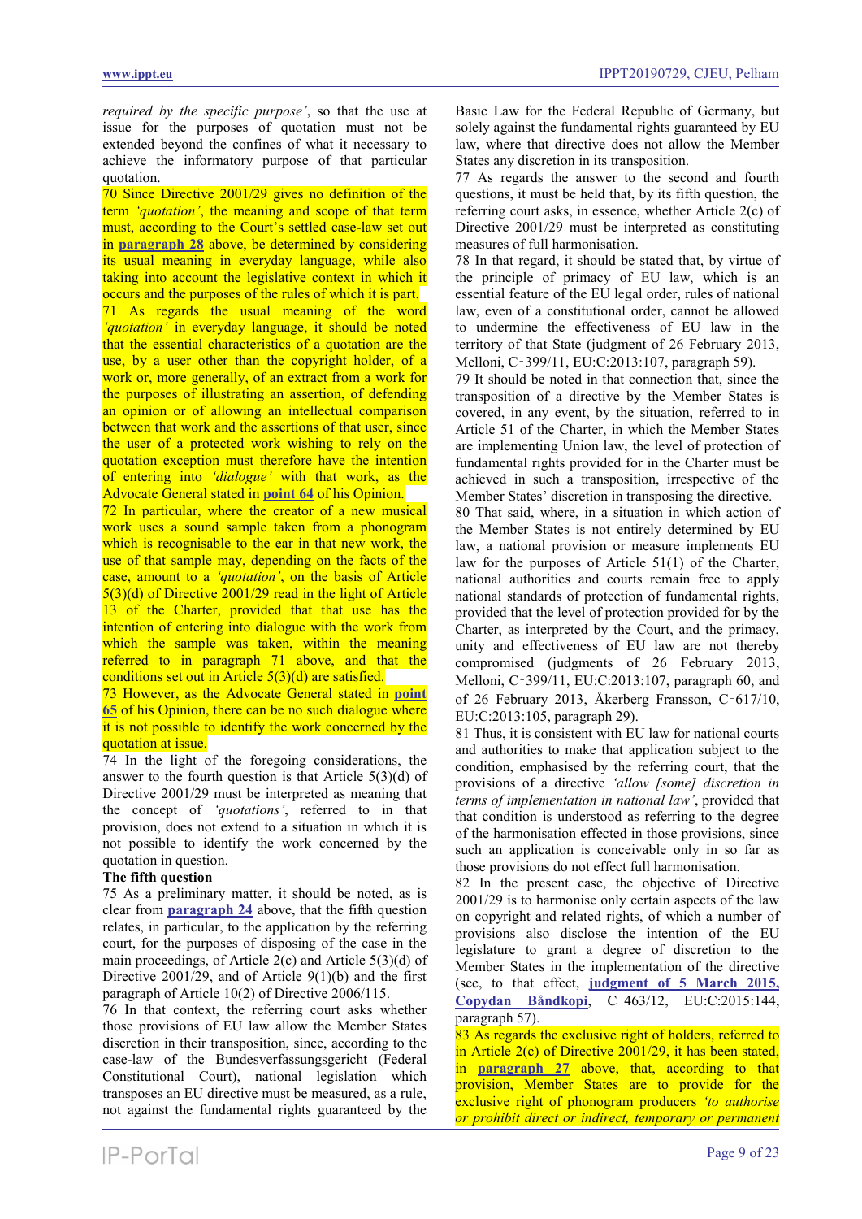*required by the specific purpose'*, so that the use at issue for the purposes of quotation must not be extended beyond the confines of what it necessary to achieve the informatory purpose of that particular quotation.

70 Since Directive 2001/29 gives no definition of the term *'quotation'*, the meaning and scope of that term must, according to the Court's settled case-law set out in **paragraph 28** above, be determined by considering its usual meaning in everyday language, while also taking into account the legislative context in which it occurs and the purposes of the rules of which it is part.

71 As regards the usual meaning of the word *'quotation'* in everyday language, it should be noted that the essential characteristics of a quotation are the use, by a user other than the copyright holder, of a work or, more generally, of an extract from a work for the purposes of illustrating an assertion, of defending an opinion or of allowing an intellectual comparison between that work and the assertions of that user, since the user of a protected work wishing to rely on the quotation exception must therefore have the intention of entering into *'dialogue'* with that work, as the Advocate General stated in **point 64** of his Opinion.

72 In particular, where the creator of a new musical work uses a sound sample taken from a phonogram which is recognisable to the ear in that new work, the use of that sample may, depending on the facts of the case, amount to a *'quotation'*, on the basis of Article 5(3)(d) of Directive 2001/29 read in the light of Article 13 of the Charter, provided that that use has the intention of entering into dialogue with the work from which the sample was taken, within the meaning referred to in paragraph 71 above, and that the conditions set out in Article 5(3)(d) are satisfied.

73 However, as the Advocate General stated in **point 65** of his Opinion, there can be no such dialogue where it is not possible to identify the work concerned by the quotation at issue.

74 In the light of the foregoing considerations, the answer to the fourth question is that Article 5(3)(d) of Directive 2001/29 must be interpreted as meaning that the concept of *'quotations'*, referred to in that provision, does not extend to a situation in which it is not possible to identify the work concerned by the quotation in question.

**The fifth question**

75 As a preliminary matter, it should be noted, as is clear from **paragraph 24** above, that the fifth question relates, in particular, to the application by the referring court, for the purposes of disposing of the case in the main proceedings, of Article 2(c) and Article 5(3)(d) of Directive 2001/29, and of Article 9(1)(b) and the first paragraph of Article 10(2) of Directive 2006/115.

76 In that context, the referring court asks whether those provisions of EU law allow the Member States discretion in their transposition, since, according to the case-law of the Bundesverfassungsgericht (Federal Constitutional Court), national legislation which transposes an EU directive must be measured, as a rule, not against the fundamental rights guaranteed by the Basic Law for the Federal Republic of Germany, but solely against the fundamental rights guaranteed by EU law, where that directive does not allow the Member States any discretion in its transposition.

77 As regards the answer to the second and fourth questions, it must be held that, by its fifth question, the referring court asks, in essence, whether Article 2(c) of Directive 2001/29 must be interpreted as constituting measures of full harmonisation.

78 In that regard, it should be stated that, by virtue of the principle of primacy of EU law, which is an essential feature of the EU legal order, rules of national law, even of a constitutional order, cannot be allowed to undermine the effectiveness of EU law in the territory of that State (judgment of 26 February 2013, Melloni, C‑399/11, EU:C:2013:107, paragraph 59).

79 It should be noted in that connection that, since the transposition of a directive by the Member States is covered, in any event, by the situation, referred to in Article 51 of the Charter, in which the Member States are implementing Union law, the level of protection of fundamental rights provided for in the Charter must be achieved in such a transposition, irrespective of the Member States' discretion in transposing the directive.

80 That said, where, in a situation in which action of the Member States is not entirely determined by EU law, a national provision or measure implements EU law for the purposes of Article 51(1) of the Charter, national authorities and courts remain free to apply national standards of protection of fundamental rights, provided that the level of protection provided for by the Charter, as interpreted by the Court, and the primacy, unity and effectiveness of EU law are not thereby compromised (judgments of 26 February 2013, Melloni, C‑399/11, EU:C:2013:107, paragraph 60, and of 26 February 2013, Åkerberg Fransson, C‑617/10, EU:C:2013:105, paragraph 29).

81 Thus, it is consistent with EU law for national courts and authorities to make that application subject to the condition, emphasised by the referring court, that the provisions of a directive *'allow [some] discretion in terms of implementation in national law'*, provided that that condition is understood as referring to the degree of the harmonisation effected in those provisions, since such an application is conceivable only in so far as those provisions do not effect full harmonisation.

82 In the present case, the objective of Directive 2001/29 is to harmonise only certain aspects of the law on copyright and related rights, of which a number of provisions also disclose the intention of the EU legislature to grant a degree of discretion to the Member States in the implementation of the directive (see, to that effect, **judgment of 5 March 2015, Copydan Båndkopi**, C‑463/12, EU:C:2015:144, paragraph 57).

83 As regards the exclusive right of holders, referred to in Article 2(c) of Directive 2001/29, it has been stated, in **paragraph 27** above, that, according to that provision, Member States are to provide for the exclusive right of phonogram producers *'to authorise or prohibit direct or indirect, temporary or permanent*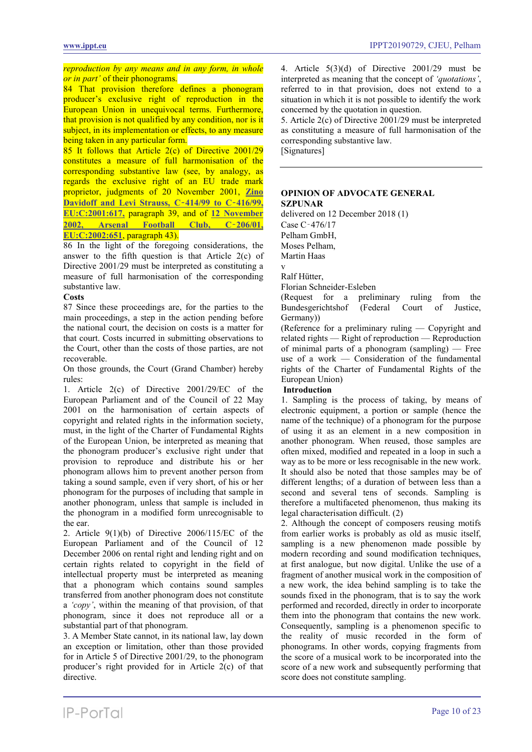*reproduction by any means and in any form, in whole or in part'* of their phonograms.

84 That provision therefore defines a phonogram producer's exclusive right of reproduction in the European Union in unequivocal terms. Furthermore, that provision is not qualified by any condition, nor is it subject, in its implementation or effects, to any measure being taken in any particular form.

85 It follows that Article 2(c) of Directive 2001/29 constitutes a measure of full harmonisation of the corresponding substantive law (see, by analogy, as regards the exclusive right of an EU trade mark proprietor, judgments of 20 November 2001, Zino Davidoff and Levi Strauss, C‑414/99 to C‑416/99, EU:C:2001:617, paragraph 39, and of 12 November 2002, Arsenal Football Club, C‑206/01, EU:C:2002:651, paragraph 43).

86 In the light of the foregoing considerations, the answer to the fifth question is that Article 2(c) of Directive 2001/29 must be interpreted as constituting a measure of full harmonisation of the corresponding substantive law.

**Costs**

87 Since these proceedings are, for the parties to the main proceedings, a step in the action pending before the national court, the decision on costs is a matter for that court. Costs incurred in submitting observations to the Court, other than the costs of those parties, are not recoverable.

On those grounds, the Court (Grand Chamber) hereby rules:

1. Article 2(c) of Directive 2001/29/EC of the European Parliament and of the Council of 22 May 2001 on the harmonisation of certain aspects of copyright and related rights in the information society, must, in the light of the Charter of Fundamental Rights of the European Union, be interpreted as meaning that the phonogram producer's exclusive right under that provision to reproduce and distribute his or her phonogram allows him to prevent another person from taking a sound sample, even if very short, of his or her phonogram for the purposes of including that sample in another phonogram, unless that sample is included in the phonogram in a modified form unrecognisable to the ear.

2. Article 9(1)(b) of Directive 2006/115/EC of the European Parliament and of the Council of 12 December 2006 on rental right and lending right and on certain rights related to copyright in the field of intellectual property must be interpreted as meaning that a phonogram which contains sound samples transferred from another phonogram does not constitute a *'copy'*, within the meaning of that provision, of that phonogram, since it does not reproduce all or a substantial part of that phonogram.

3. A Member State cannot, in its national law, lay down an exception or limitation, other than those provided for in Article 5 of Directive 2001/29, to the phonogram producer's right provided for in Article 2(c) of that directive.

4. Article 5(3)(d) of Directive 2001/29 must be interpreted as meaning that the concept of *'quotations'*, referred to in that provision, does not extend to a situation in which it is not possible to identify the work concerned by the quotation in question.

5. Article 2(c) of Directive 2001/29 must be interpreted as constituting a measure of full harmonisation of the corresponding substantive law.

[Signatures]

---

**OPINION OF ADVOCATE GENERAL SZPUNAR**

delivered on 12 December 2018 (1)

Case C‑476/17

Pelham GmbH,

Moses Pelham,

Martin Haas

v

Ralf Hütter,

Florian Schneider-Esleben

(Request for a preliminary ruling from the Bundesgerichtshof (Federal Court of Justice, Germany))

(Reference for a preliminary ruling — Copyright and related rights — Right of reproduction — Reproduction of minimal parts of a phonogram (sampling) — Free use of a work — Consideration of the fundamental rights of the Charter of Fundamental Rights of the European Union)

**Introduction**

1. Sampling is the process of taking, by means of electronic equipment, a portion or sample (hence the name of the technique) of a phonogram for the purpose of using it as an element in a new composition in another phonogram. When reused, those samples are often mixed, modified and repeated in a loop in such a way as to be more or less recognisable in the new work. It should also be noted that those samples may be of different lengths; of a duration of between less than a second and several tens of seconds. Sampling is therefore a multifaceted phenomenon, thus making its legal characterisation difficult. (2)

2. Although the concept of composers reusing motifs from earlier works is probably as old as music itself, sampling is a new phenomenon made possible by modern recording and sound modification techniques, at first analogue, but now digital. Unlike the use of a fragment of another musical work in the composition of a new work, the idea behind sampling is to take the sounds fixed in the phonogram, that is to say the work performed and recorded, directly in order to incorporate them into the phonogram that contains the new work. Consequently, sampling is a phenomenon specific to the reality of music recorded in the form of phonograms. In other words, copying fragments from the score of a musical work to be incorporated into the score of a new work and subsequently performing that score does not constitute sampling.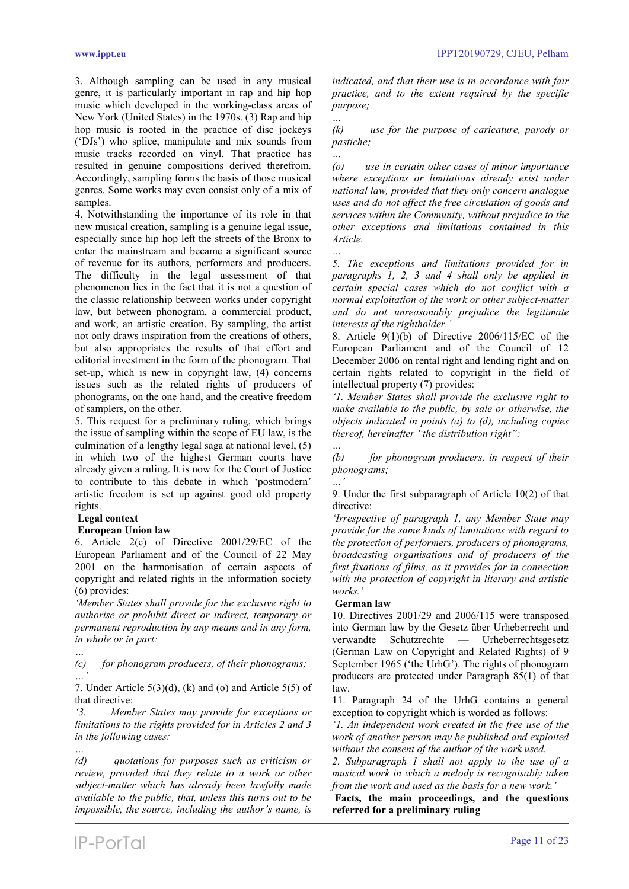3. Although sampling can be used in any musical genre, it is particularly important in rap and hip hop music which developed in the working-class areas of New York (United States) in the 1970s. (3) Rap and hip hop music is rooted in the practice of disc jockeys ('DJs') who splice, manipulate and mix sounds from music tracks recorded on vinyl. That practice has resulted in genuine compositions derived therefrom. Accordingly, sampling forms the basis of those musical genres. Some works may even consist only of a mix of samples.

4. Notwithstanding the importance of its role in that new musical creation, sampling is a genuine legal issue, especially since hip hop left the streets of the Bronx to enter the mainstream and became a significant source of revenue for its authors, performers and producers. The difficulty in the legal assessment of that phenomenon lies in the fact that it is not a question of the classic relationship between works under copyright law, but between phonogram, a commercial product, and work, an artistic creation. By sampling, the artist not only draws inspiration from the creations of others, but also appropriates the results of that effort and editorial investment in the form of the phonogram. That set-up, which is new in copyright law, (4) concerns issues such as the related rights of producers of phonograms, on the one hand, and the creative freedom of samplers, on the other.

5. This request for a preliminary ruling, which brings the issue of sampling within the scope of EU law, is the culmination of a lengthy legal saga at national level, (5) in which two of the highest German courts have already given a ruling. It is now for the Court of Justice to contribute to this debate in which 'postmodern' artistic freedom is set up against good old property rights.

**Legal context**

**European Union law**

6. Article 2(c) of Directive 2001/29/EC of the European Parliament and of the Council of 22 May 2001 on the harmonisation of certain aspects of copyright and related rights in the information society (6) provides:

*'Member States shall provide for the exclusive right to authorise or prohibit direct or indirect, temporary or permanent reproduction by any means and in any form, in whole or in part:*

*…*

*(c) for phonogram producers, of their phonograms;*

*…'*

7. Under Article 5(3)(d), (k) and (o) and Article 5(5) of that directive:

*'3. Member States may provide for exceptions or limitations to the rights provided for in Articles 2 and 3 in the following cases:*

*…*

*(d) quotations for purposes such as criticism or review, provided that they relate to a work or other subject-matter which has already been lawfully made available to the public, that, unless this turns out to be impossible, the source, including the author's name, is indicated, and that their use is in accordance with fair practice, and to the extent required by the specific purpose;*

*…*

*(k) use for the purpose of caricature, parody or pastiche;*

*…*

*(o) use in certain other cases of minor importance where exceptions or limitations already exist under national law, provided that they only concern analogue uses and do not affect the free circulation of goods and services within the Community, without prejudice to the other exceptions and limitations contained in this Article.*

*…*

*5. The exceptions and limitations provided for in paragraphs 1, 2, 3 and 4 shall only be applied in certain special cases which do not conflict with a normal exploitation of the work or other subject-matter and do not unreasonably prejudice the legitimate interests of the rightholder.'*

8. Article 9(1)(b) of Directive 2006/115/EC of the European Parliament and of the Council of 12 December 2006 on rental right and lending right and on certain rights related to copyright in the field of intellectual property (7) provides:

*'1. Member States shall provide the exclusive right to make available to the public, by sale or otherwise, the objects indicated in points (a) to (d), including copies thereof, hereinafter "the distribution right":*

*…*

*(b) for phonogram producers, in respect of their phonograms;*

*…'*

9. Under the first subparagraph of Article 10(2) of that directive:

*'Irrespective of paragraph 1, any Member State may provide for the same kinds of limitations with regard to the protection of performers, producers of phonograms, broadcasting organisations and of producers of the first fixations of films, as it provides for in connection with the protection of copyright in literary and artistic works.'*

**German law**

10. Directives 2001/29 and 2006/115 were transposed into German law by the Gesetz über Urheberrecht und verwandte Schutzrechte — Urheberrechtsgesetz (German Law on Copyright and Related Rights) of 9 September 1965 ('the UrhG'). The rights of phonogram producers are protected under Paragraph 85(1) of that law.

11. Paragraph 24 of the UrhG contains a general exception to copyright which is worded as follows:

*'1. An independent work created in the free use of the work of another person may be published and exploited without the consent of the author of the work used.*

*2. Subparagraph 1 shall not apply to the use of a musical work in which a melody is recognisably taken from the work and used as the basis for a new work.'*

**Facts, the main proceedings, and the questions referred for a preliminary ruling**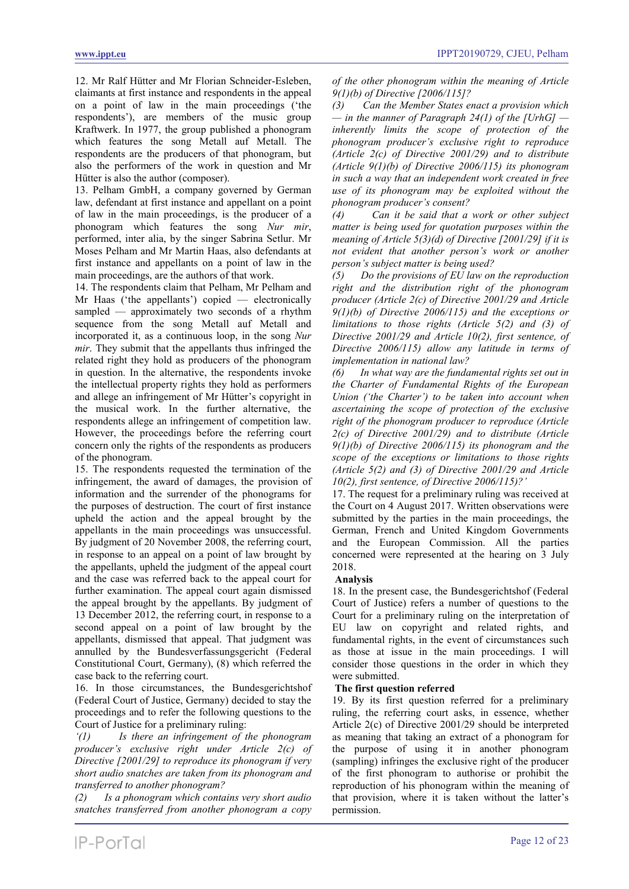12. Mr Ralf Hütter and Mr Florian Schneider-Esleben, claimants at first instance and respondents in the appeal on a point of law in the main proceedings ('the respondents'), are members of the music group Kraftwerk. In 1977, the group published a phonogram which features the song Metall auf Metall. The respondents are the producers of that phonogram, but also the performers of the work in question and Mr Hütter is also the author (composer).

13. Pelham GmbH, a company governed by German law, defendant at first instance and appellant on a point of law in the main proceedings, is the producer of a phonogram which features the song *Nur mir*, performed, inter alia, by the singer Sabrina Setlur. Mr Moses Pelham and Mr Martin Haas, also defendants at first instance and appellants on a point of law in the main proceedings, are the authors of that work.

14. The respondents claim that Pelham, Mr Pelham and Mr Haas ('the appellants') copied — electronically sampled — approximately two seconds of a rhythm sequence from the song Metall auf Metall and incorporated it, as a continuous loop, in the song *Nur mir*. They submit that the appellants thus infringed the related right they hold as producers of the phonogram in question. In the alternative, the respondents invoke the intellectual property rights they hold as performers and allege an infringement of Mr Hütter's copyright in the musical work. In the further alternative, the respondents allege an infringement of competition law. However, the proceedings before the referring court concern only the rights of the respondents as producers of the phonogram.

15. The respondents requested the termination of the infringement, the award of damages, the provision of information and the surrender of the phonograms for the purposes of destruction. The court of first instance upheld the action and the appeal brought by the appellants in the main proceedings was unsuccessful. By judgment of 20 November 2008, the referring court, in response to an appeal on a point of law brought by the appellants, upheld the judgment of the appeal court and the case was referred back to the appeal court for further examination. The appeal court again dismissed the appeal brought by the appellants. By judgment of 13 December 2012, the referring court, in response to a second appeal on a point of law brought by the appellants, dismissed that appeal. That judgment was annulled by the Bundesverfassungsgericht (Federal Constitutional Court, Germany), (8) which referred the case back to the referring court.

16. In those circumstances, the Bundesgerichtshof (Federal Court of Justice, Germany) decided to stay the proceedings and to refer the following questions to the Court of Justice for a preliminary ruling:

*'(1) Is there an infringement of the phonogram producer's exclusive right under Article 2(c) of Directive [2001/29] to reproduce its phonogram if very short audio snatches are taken from its phonogram and transferred to another phonogram?*

*(2) Is a phonogram which contains very short audio snatches transferred from another phonogram a copy of the other phonogram within the meaning of Article 9(1)(b) of Directive [2006/115]?*

*(3) Can the Member States enact a provision which — in the manner of Paragraph 24(1) of the [UrhG] — inherently limits the scope of protection of the phonogram producer's exclusive right to reproduce (Article 2(c) of Directive 2001/29) and to distribute (Article 9(1)(b) of Directive 2006/115) its phonogram in such a way that an independent work created in free use of its phonogram may be exploited without the phonogram producer's consent?*

*(4) Can it be said that a work or other subject matter is being used for quotation purposes within the meaning of Article 5(3)(d) of Directive [2001/29] if it is not evident that another person's work or another person's subject matter is being used?*

*(5) Do the provisions of EU law on the reproduction right and the distribution right of the phonogram producer (Article 2(c) of Directive 2001/29 and Article 9(1)(b) of Directive 2006/115) and the exceptions or limitations to those rights (Article 5(2) and (3) of Directive 2001/29 and Article 10(2), first sentence, of Directive 2006/115) allow any latitude in terms of implementation in national law?*

*(6) In what way are the fundamental rights set out in the Charter of Fundamental Rights of the European Union ('the Charter') to be taken into account when ascertaining the scope of protection of the exclusive right of the phonogram producer to reproduce (Article 2(c) of Directive 2001/29) and to distribute (Article 9(1)(b) of Directive 2006/115) its phonogram and the scope of the exceptions or limitations to those rights (Article 5(2) and (3) of Directive 2001/29 and Article 10(2), first sentence, of Directive 2006/115)?'*

17. The request for a preliminary ruling was received at the Court on 4 August 2017. Written observations were submitted by the parties in the main proceedings, the German, French and United Kingdom Governments and the European Commission. All the parties concerned were represented at the hearing on 3 July 2018.

**Analysis**

18. In the present case, the Bundesgerichtshof (Federal Court of Justice) refers a number of questions to the Court for a preliminary ruling on the interpretation of EU law on copyright and related rights, and fundamental rights, in the event of circumstances such as those at issue in the main proceedings. I will consider those questions in the order in which they were submitted.

**The first question referred**

19. By its first question referred for a preliminary ruling, the referring court asks, in essence, whether Article 2(c) of Directive 2001/29 should be interpreted as meaning that taking an extract of a phonogram for the purpose of using it in another phonogram (sampling) infringes the exclusive right of the producer of the first phonogram to authorise or prohibit the reproduction of his phonogram within the meaning of that provision, where it is taken without the latter's permission.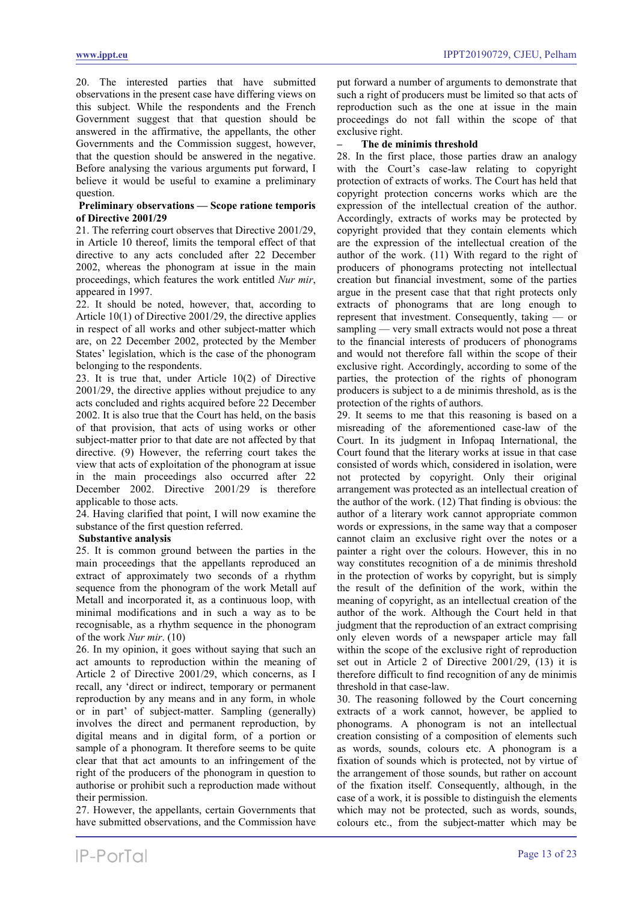20. The interested parties that have submitted observations in the present case have differing views on this subject. While the respondents and the French Government suggest that that question should be answered in the affirmative, the appellants, the other Governments and the Commission suggest, however, that the question should be answered in the negative. Before analysing the various arguments put forward, I believe it would be useful to examine a preliminary question.

**Preliminary observations — Scope ratione temporis of Directive 2001/29**

21. The referring court observes that Directive 2001/29, in Article 10 thereof, limits the temporal effect of that directive to any acts concluded after 22 December 2002, whereas the phonogram at issue in the main proceedings, which features the work entitled *Nur mir*, appeared in 1997.

22. It should be noted, however, that, according to Article 10(1) of Directive 2001/29, the directive applies in respect of all works and other subject-matter which are, on 22 December 2002, protected by the Member States' legislation, which is the case of the phonogram belonging to the respondents.

23. It is true that, under Article 10(2) of Directive 2001/29, the directive applies without prejudice to any acts concluded and rights acquired before 22 December 2002. It is also true that the Court has held, on the basis of that provision, that acts of using works or other subject-matter prior to that date are not affected by that directive. (9) However, the referring court takes the view that acts of exploitation of the phonogram at issue in the main proceedings also occurred after 22 December 2002. Directive 2001/29 is therefore applicable to those acts.

24. Having clarified that point, I will now examine the substance of the first question referred.

**Substantive analysis**

25. It is common ground between the parties in the main proceedings that the appellants reproduced an extract of approximately two seconds of a rhythm sequence from the phonogram of the work Metall auf Metall and incorporated it, as a continuous loop, with minimal modifications and in such a way as to be recognisable, as a rhythm sequence in the phonogram of the work *Nur mir*. (10)

26. In my opinion, it goes without saying that such an act amounts to reproduction within the meaning of Article 2 of Directive 2001/29, which concerns, as I recall, any 'direct or indirect, temporary or permanent reproduction by any means and in any form, in whole or in part' of subject-matter. Sampling (generally) involves the direct and permanent reproduction, by digital means and in digital form, of a portion or sample of a phonogram. It therefore seems to be quite clear that that act amounts to an infringement of the right of the producers of the phonogram in question to authorise or prohibit such a reproduction made without their permission.

27. However, the appellants, certain Governments that have submitted observations, and the Commission have put forward a number of arguments to demonstrate that such a right of producers must be limited so that acts of reproduction such as the one at issue in the main proceedings do not fall within the scope of that exclusive right.

**– The de minimis threshold**

28. In the first place, those parties draw an analogy with the Court's case-law relating to copyright protection of extracts of works. The Court has held that copyright protection concerns works which are the expression of the intellectual creation of the author. Accordingly, extracts of works may be protected by copyright provided that they contain elements which are the expression of the intellectual creation of the author of the work. (11) With regard to the right of producers of phonograms protecting not intellectual creation but financial investment, some of the parties argue in the present case that that right protects only extracts of phonograms that are long enough to represent that investment. Consequently, taking — or sampling — very small extracts would not pose a threat to the financial interests of producers of phonograms and would not therefore fall within the scope of their exclusive right. Accordingly, according to some of the parties, the protection of the rights of phonogram producers is subject to a de minimis threshold, as is the protection of the rights of authors.

29. It seems to me that this reasoning is based on a misreading of the aforementioned case-law of the Court. In its judgment in Infopaq International, the Court found that the literary works at issue in that case consisted of words which, considered in isolation, were not protected by copyright. Only their original arrangement was protected as an intellectual creation of the author of the work. (12) That finding is obvious: the author of a literary work cannot appropriate common words or expressions, in the same way that a composer cannot claim an exclusive right over the notes or a painter a right over the colours. However, this in no way constitutes recognition of a de minimis threshold in the protection of works by copyright, but is simply the result of the definition of the work, within the meaning of copyright, as an intellectual creation of the author of the work. Although the Court held in that judgment that the reproduction of an extract comprising only eleven words of a newspaper article may fall within the scope of the exclusive right of reproduction set out in Article 2 of Directive 2001/29, (13) it is therefore difficult to find recognition of any de minimis threshold in that case-law.

30. The reasoning followed by the Court concerning extracts of a work cannot, however, be applied to phonograms. A phonogram is not an intellectual creation consisting of a composition of elements such as words, sounds, colours etc. A phonogram is a fixation of sounds which is protected, not by virtue of the arrangement of those sounds, but rather on account of the fixation itself. Consequently, although, in the case of a work, it is possible to distinguish the elements which may not be protected, such as words, sounds, colours etc., from the subject-matter which may be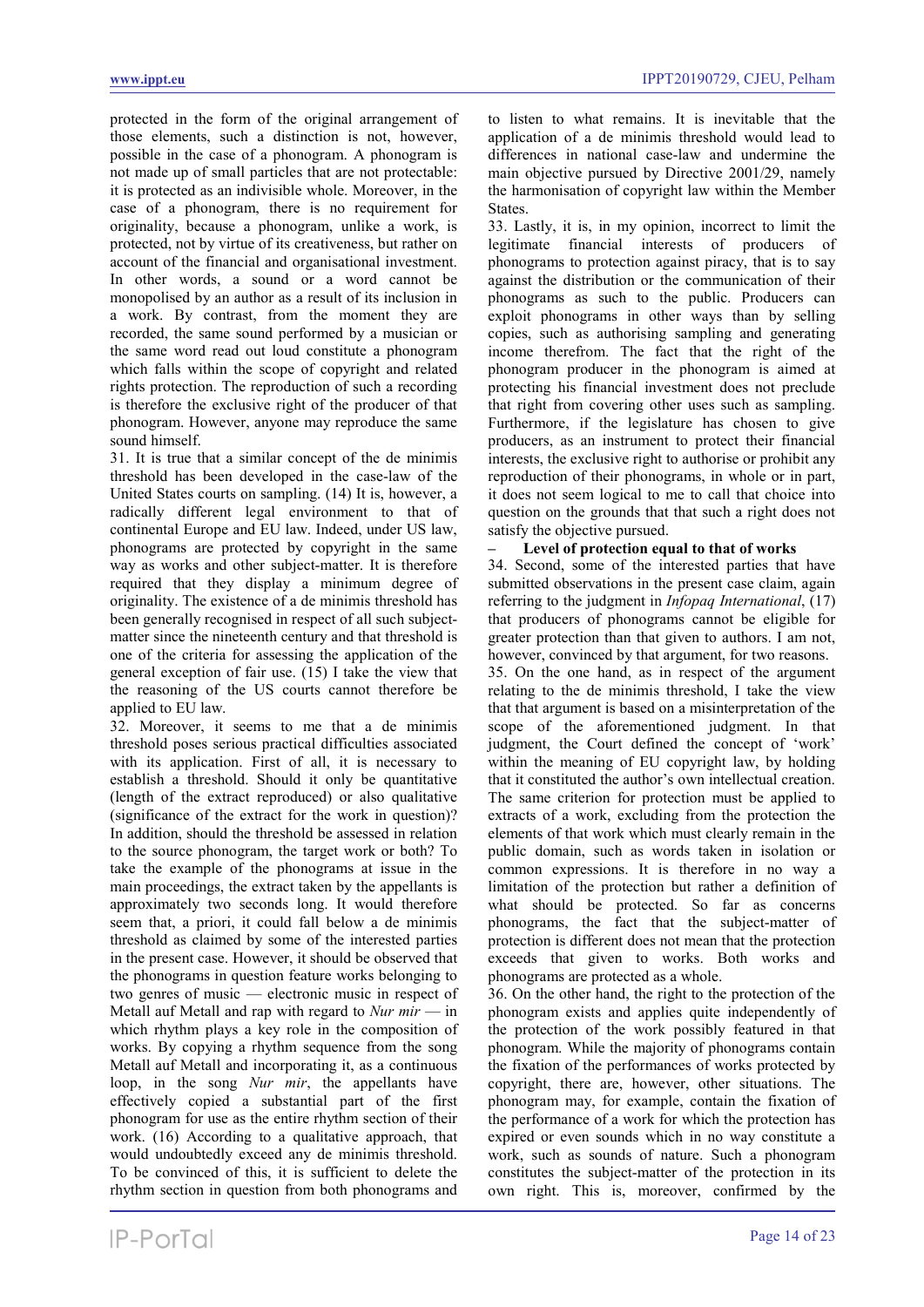protected in the form of the original arrangement of those elements, such a distinction is not, however, possible in the case of a phonogram. A phonogram is not made up of small particles that are not protectable: it is protected as an indivisible whole. Moreover, in the case of a phonogram, there is no requirement for originality, because a phonogram, unlike a work, is protected, not by virtue of its creativeness, but rather on account of the financial and organisational investment. In other words, a sound or a word cannot be monopolised by an author as a result of its inclusion in a work. By contrast, from the moment they are recorded, the same sound performed by a musician or the same word read out loud constitute a phonogram which falls within the scope of copyright and related rights protection. The reproduction of such a recording is therefore the exclusive right of the producer of that phonogram. However, anyone may reproduce the same sound himself.

31. It is true that a similar concept of the de minimis threshold has been developed in the case-law of the United States courts on sampling. (14) It is, however, a radically different legal environment to that of continental Europe and EU law. Indeed, under US law, phonograms are protected by copyright in the same way as works and other subject-matter. It is therefore required that they display a minimum degree of originality. The existence of a de minimis threshold has been generally recognised in respect of all such subject-matter since the nineteenth century and that threshold is one of the criteria for assessing the application of the general exception of fair use. (15) I take the view that the reasoning of the US courts cannot therefore be applied to EU law.

32. Moreover, it seems to me that a de minimis threshold poses serious practical difficulties associated with its application. First of all, it is necessary to establish a threshold. Should it only be quantitative (length of the extract reproduced) or also qualitative (significance of the extract for the work in question)? In addition, should the threshold be assessed in relation to the source phonogram, the target work or both? To take the example of the phonograms at issue in the main proceedings, the extract taken by the appellants is approximately two seconds long. It would therefore seem that, a priori, it could fall below a de minimis threshold as claimed by some of the interested parties in the present case. However, it should be observed that the phonograms in question feature works belonging to two genres of music — electronic music in respect of Metall auf Metall and rap with regard to *Nur mir* — in which rhythm plays a key role in the composition of works. By copying a rhythm sequence from the song Metall auf Metall and incorporating it, as a continuous loop, in the song *Nur mir*, the appellants have effectively copied a substantial part of the first phonogram for use as the entire rhythm section of their work. (16) According to a qualitative approach, that would undoubtedly exceed any de minimis threshold. To be convinced of this, it is sufficient to delete the rhythm section in question from both phonograms and to listen to what remains. It is inevitable that the application of a de minimis threshold would lead to differences in national case-law and undermine the main objective pursued by Directive 2001/29, namely the harmonisation of copyright law within the Member States.

33. Lastly, it is, in my opinion, incorrect to limit the legitimate financial interests of producers of phonograms to protection against piracy, that is to say against the distribution or the communication of their phonograms as such to the public. Producers can exploit phonograms in other ways than by selling copies, such as authorising sampling and generating income therefrom. The fact that the right of the phonogram producer in the phonogram is aimed at protecting his financial investment does not preclude that right from covering other uses such as sampling. Furthermore, if the legislature has chosen to give producers, as an instrument to protect their financial interests, the exclusive right to authorise or prohibit any reproduction of their phonograms, in whole or in part, it does not seem logical to me to call that choice into question on the grounds that that such a right does not satisfy the objective pursued.

**– Level of protection equal to that of works**

34. Second, some of the interested parties that have submitted observations in the present case claim, again referring to the judgment in *Infopaq International*, (17) that producers of phonograms cannot be eligible for greater protection than that given to authors. I am not, however, convinced by that argument, for two reasons.

35. On the one hand, as in respect of the argument relating to the de minimis threshold, I take the view that that argument is based on a misinterpretation of the scope of the aforementioned judgment. In that judgment, the Court defined the concept of 'work' within the meaning of EU copyright law, by holding that it constituted the author's own intellectual creation. The same criterion for protection must be applied to extracts of a work, excluding from the protection the elements of that work which must clearly remain in the public domain, such as words taken in isolation or common expressions. It is therefore in no way a limitation of the protection but rather a definition of what should be protected. So far as concerns phonograms, the fact that the subject-matter of protection is different does not mean that the protection exceeds that given to works. Both works and phonograms are protected as a whole.

36. On the other hand, the right to the protection of the phonogram exists and applies quite independently of the protection of the work possibly featured in that phonogram. While the majority of phonograms contain the fixation of the performances of works protected by copyright, there are, however, other situations. The phonogram may, for example, contain the fixation of the performance of a work for which the protection has expired or even sounds which in no way constitute a work, such as sounds of nature. Such a phonogram constitutes the subject-matter of the protection in its own right. This is, moreover, confirmed by the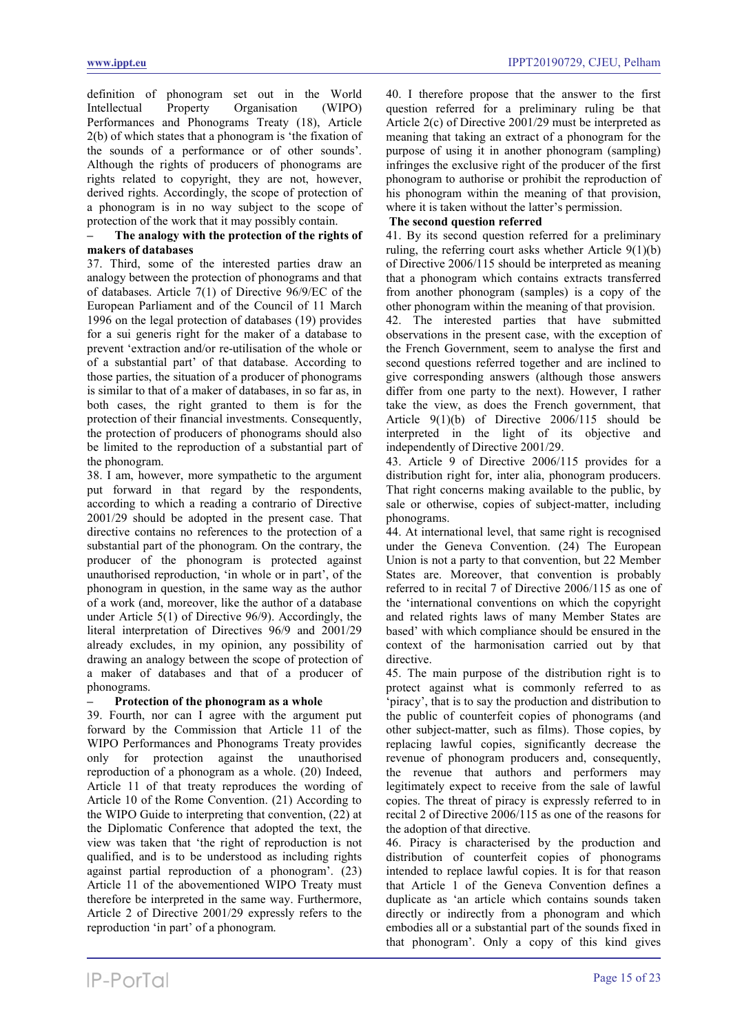definition of phonogram set out in the World Intellectual Property Organisation (WIPO) Performances and Phonograms Treaty (18), Article 2(b) of which states that a phonogram is 'the fixation of the sounds of a performance or of other sounds'. Although the rights of producers of phonograms are rights related to copyright, they are not, however, derived rights. Accordingly, the scope of protection of a phonogram is in no way subject to the scope of protection of the work that it may possibly contain.

**– The analogy with the protection of the rights of makers of databases**

37. Third, some of the interested parties draw an analogy between the protection of phonograms and that of databases. Article 7(1) of Directive 96/9/EC of the European Parliament and of the Council of 11 March 1996 on the legal protection of databases (19) provides for a sui generis right for the maker of a database to prevent 'extraction and/or re-utilisation of the whole or of a substantial part' of that database. According to those parties, the situation of a producer of phonograms is similar to that of a maker of databases, in so far as, in both cases, the right granted to them is for the protection of their financial investments. Consequently, the protection of producers of phonograms should also be limited to the reproduction of a substantial part of the phonogram.

38. I am, however, more sympathetic to the argument put forward in that regard by the respondents, according to which a reading a contrario of Directive 2001/29 should be adopted in the present case. That directive contains no references to the protection of a substantial part of the phonogram. On the contrary, the producer of the phonogram is protected against unauthorised reproduction, 'in whole or in part', of the phonogram in question, in the same way as the author of a work (and, moreover, like the author of a database under Article 5(1) of Directive 96/9). Accordingly, the literal interpretation of Directives 96/9 and 2001/29 already excludes, in my opinion, any possibility of drawing an analogy between the scope of protection of a maker of databases and that of a producer of phonograms.

**– Protection of the phonogram as a whole**

39. Fourth, nor can I agree with the argument put forward by the Commission that Article 11 of the WIPO Performances and Phonograms Treaty provides only for protection against the unauthorised reproduction of a phonogram as a whole. (20) Indeed, Article 11 of that treaty reproduces the wording of Article 10 of the Rome Convention. (21) According to the WIPO Guide to interpreting that convention, (22) at the Diplomatic Conference that adopted the text, the view was taken that 'the right of reproduction is not qualified, and is to be understood as including rights against partial reproduction of a phonogram'. (23) Article 11 of the abovementioned WIPO Treaty must therefore be interpreted in the same way. Furthermore, Article 2 of Directive 2001/29 expressly refers to the reproduction 'in part' of a phonogram.

40. I therefore propose that the answer to the first question referred for a preliminary ruling be that Article 2(c) of Directive 2001/29 must be interpreted as meaning that taking an extract of a phonogram for the purpose of using it in another phonogram (sampling) infringes the exclusive right of the producer of the first phonogram to authorise or prohibit the reproduction of his phonogram within the meaning of that provision, where it is taken without the latter's permission.

**The second question referred**

41. By its second question referred for a preliminary ruling, the referring court asks whether Article 9(1)(b) of Directive 2006/115 should be interpreted as meaning that a phonogram which contains extracts transferred from another phonogram (samples) is a copy of the other phonogram within the meaning of that provision.

42. The interested parties that have submitted observations in the present case, with the exception of the French Government, seem to analyse the first and second questions referred together and are inclined to give corresponding answers (although those answers differ from one party to the next). However, I rather take the view, as does the French government, that Article 9(1)(b) of Directive 2006/115 should be interpreted in the light of its objective and independently of Directive 2001/29.

43. Article 9 of Directive 2006/115 provides for a distribution right for, inter alia, phonogram producers. That right concerns making available to the public, by sale or otherwise, copies of subject-matter, including phonograms.

44. At international level, that same right is recognised under the Geneva Convention. (24) The European Union is not a party to that convention, but 22 Member States are. Moreover, that convention is probably referred to in recital 7 of Directive 2006/115 as one of the 'international conventions on which the copyright and related rights laws of many Member States are based' with which compliance should be ensured in the context of the harmonisation carried out by that directive.

45. The main purpose of the distribution right is to protect against what is commonly referred to as 'piracy', that is to say the production and distribution to the public of counterfeit copies of phonograms (and other subject-matter, such as films). Those copies, by replacing lawful copies, significantly decrease the revenue of phonogram producers and, consequently, the revenue that authors and performers may legitimately expect to receive from the sale of lawful copies. The threat of piracy is expressly referred to in recital 2 of Directive 2006/115 as one of the reasons for the adoption of that directive.

46. Piracy is characterised by the production and distribution of counterfeit copies of phonograms intended to replace lawful copies. It is for that reason that Article 1 of the Geneva Convention defines a duplicate as 'an article which contains sounds taken directly or indirectly from a phonogram and which embodies all or a substantial part of the sounds fixed in that phonogram'. Only a copy of this kind gives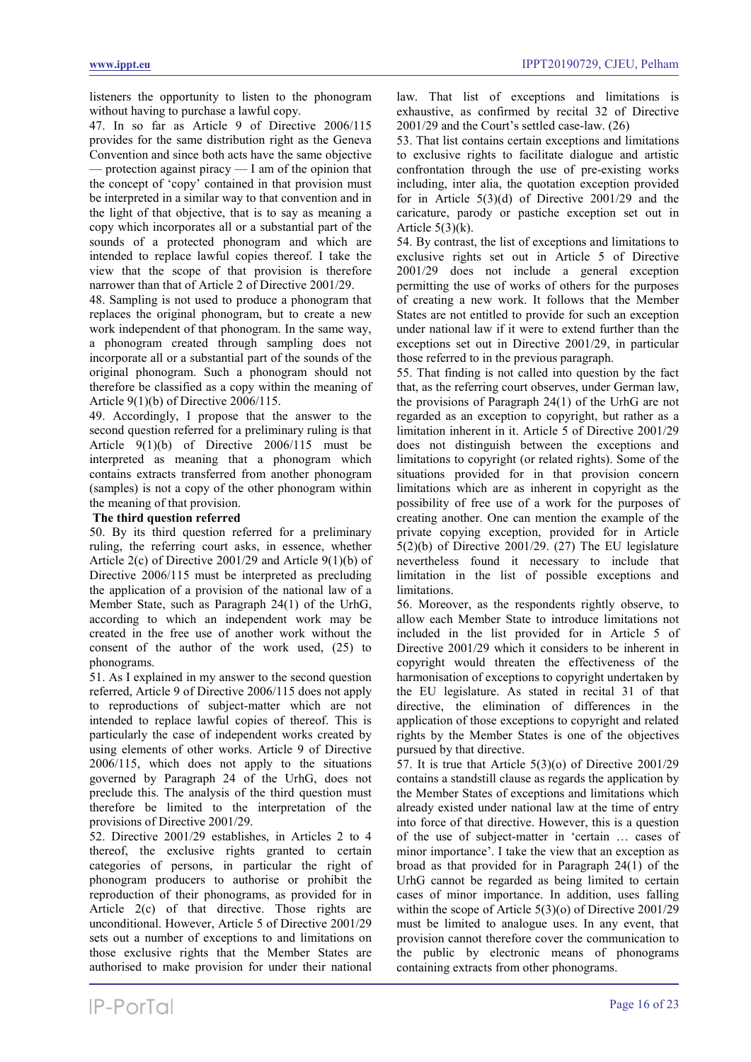listeners the opportunity to listen to the phonogram without having to purchase a lawful copy.

47. In so far as Article 9 of Directive 2006/115 provides for the same distribution right as the Geneva Convention and since both acts have the same objective — protection against piracy — I am of the opinion that the concept of 'copy' contained in that provision must be interpreted in a similar way to that convention and in the light of that objective, that is to say as meaning a copy which incorporates all or a substantial part of the sounds of a protected phonogram and which are intended to replace lawful copies thereof. I take the view that the scope of that provision is therefore narrower than that of Article 2 of Directive 2001/29.

48. Sampling is not used to produce a phonogram that replaces the original phonogram, but to create a new work independent of that phonogram. In the same way, a phonogram created through sampling does not incorporate all or a substantial part of the sounds of the original phonogram. Such a phonogram should not therefore be classified as a copy within the meaning of Article 9(1)(b) of Directive 2006/115.

49. Accordingly, I propose that the answer to the second question referred for a preliminary ruling is that Article 9(1)(b) of Directive 2006/115 must be interpreted as meaning that a phonogram which contains extracts transferred from another phonogram (samples) is not a copy of the other phonogram within the meaning of that provision.

**The third question referred**

50. By its third question referred for a preliminary ruling, the referring court asks, in essence, whether Article 2(c) of Directive 2001/29 and Article 9(1)(b) of Directive 2006/115 must be interpreted as precluding the application of a provision of the national law of a Member State, such as Paragraph 24(1) of the UrhG, according to which an independent work may be created in the free use of another work without the consent of the author of the work used, (25) to phonograms.

51. As I explained in my answer to the second question referred, Article 9 of Directive 2006/115 does not apply to reproductions of subject-matter which are not intended to replace lawful copies of thereof. This is particularly the case of independent works created by using elements of other works. Article 9 of Directive 2006/115, which does not apply to the situations governed by Paragraph 24 of the UrhG, does not preclude this. The analysis of the third question must therefore be limited to the interpretation of the provisions of Directive 2001/29.

52. Directive 2001/29 establishes, in Articles 2 to 4 thereof, the exclusive rights granted to certain categories of persons, in particular the right of phonogram producers to authorise or prohibit the reproduction of their phonograms, as provided for in Article 2(c) of that directive. Those rights are unconditional. However, Article 5 of Directive 2001/29 sets out a number of exceptions to and limitations on those exclusive rights that the Member States are authorised to make provision for under their national law. That list of exceptions and limitations is exhaustive, as confirmed by recital 32 of Directive 2001/29 and the Court's settled case-law. (26)

53. That list contains certain exceptions and limitations to exclusive rights to facilitate dialogue and artistic confrontation through the use of pre-existing works including, inter alia, the quotation exception provided for in Article 5(3)(d) of Directive 2001/29 and the caricature, parody or pastiche exception set out in Article 5(3)(k).

54. By contrast, the list of exceptions and limitations to exclusive rights set out in Article 5 of Directive 2001/29 does not include a general exception permitting the use of works of others for the purposes of creating a new work. It follows that the Member States are not entitled to provide for such an exception under national law if it were to extend further than the exceptions set out in Directive 2001/29, in particular those referred to in the previous paragraph.

55. That finding is not called into question by the fact that, as the referring court observes, under German law, the provisions of Paragraph 24(1) of the UrhG are not regarded as an exception to copyright, but rather as a limitation inherent in it. Article 5 of Directive 2001/29 does not distinguish between the exceptions and limitations to copyright (or related rights). Some of the situations provided for in that provision concern limitations which are as inherent in copyright as the possibility of free use of a work for the purposes of creating another. One can mention the example of the private copying exception, provided for in Article 5(2)(b) of Directive 2001/29. (27) The EU legislature nevertheless found it necessary to include that limitation in the list of possible exceptions and limitations.

56. Moreover, as the respondents rightly observe, to allow each Member State to introduce limitations not included in the list provided for in Article 5 of Directive 2001/29 which it considers to be inherent in copyright would threaten the effectiveness of the harmonisation of exceptions to copyright undertaken by the EU legislature. As stated in recital 31 of that directive, the elimination of differences in the application of those exceptions to copyright and related rights by the Member States is one of the objectives pursued by that directive.

57. It is true that Article 5(3)(o) of Directive 2001/29 contains a standstill clause as regards the application by the Member States of exceptions and limitations which already existed under national law at the time of entry into force of that directive. However, this is a question of the use of subject-matter in 'certain … cases of minor importance'. I take the view that an exception as broad as that provided for in Paragraph 24(1) of the UrhG cannot be regarded as being limited to certain cases of minor importance. In addition, uses falling within the scope of Article 5(3)(o) of Directive 2001/29 must be limited to analogue uses. In any event, that provision cannot therefore cover the communication to the public by electronic means of phonograms containing extracts from other phonograms.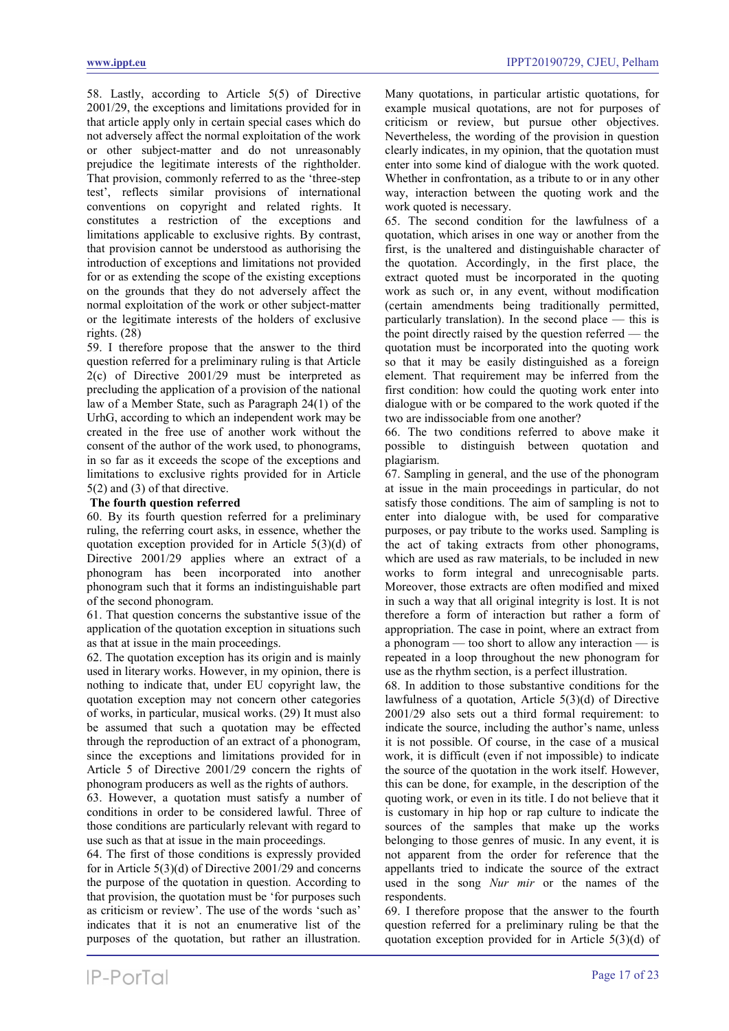58. Lastly, according to Article 5(5) of Directive 2001/29, the exceptions and limitations provided for in that article apply only in certain special cases which do not adversely affect the normal exploitation of the work or other subject-matter and do not unreasonably prejudice the legitimate interests of the rightholder. That provision, commonly referred to as the 'three-step test', reflects similar provisions of international conventions on copyright and related rights. It constitutes a restriction of the exceptions and limitations applicable to exclusive rights. By contrast, that provision cannot be understood as authorising the introduction of exceptions and limitations not provided for or as extending the scope of the existing exceptions on the grounds that they do not adversely affect the normal exploitation of the work or other subject-matter or the legitimate interests of the holders of exclusive rights. (28)

59. I therefore propose that the answer to the third question referred for a preliminary ruling is that Article 2(c) of Directive 2001/29 must be interpreted as precluding the application of a provision of the national law of a Member State, such as Paragraph 24(1) of the UrhG, according to which an independent work may be created in the free use of another work without the consent of the author of the work used, to phonograms, in so far as it exceeds the scope of the exceptions and limitations to exclusive rights provided for in Article 5(2) and (3) of that directive.

**The fourth question referred**

60. By its fourth question referred for a preliminary ruling, the referring court asks, in essence, whether the quotation exception provided for in Article 5(3)(d) of Directive 2001/29 applies where an extract of a phonogram has been incorporated into another phonogram such that it forms an indistinguishable part of the second phonogram.

61. That question concerns the substantive issue of the application of the quotation exception in situations such as that at issue in the main proceedings.

62. The quotation exception has its origin and is mainly used in literary works. However, in my opinion, there is nothing to indicate that, under EU copyright law, the quotation exception may not concern other categories of works, in particular, musical works. (29) It must also be assumed that such a quotation may be effected through the reproduction of an extract of a phonogram, since the exceptions and limitations provided for in Article 5 of Directive 2001/29 concern the rights of phonogram producers as well as the rights of authors.

63. However, a quotation must satisfy a number of conditions in order to be considered lawful. Three of those conditions are particularly relevant with regard to use such as that at issue in the main proceedings.

64. The first of those conditions is expressly provided for in Article 5(3)(d) of Directive 2001/29 and concerns the purpose of the quotation in question. According to that provision, the quotation must be 'for purposes such as criticism or review'. The use of the words 'such as' indicates that it is not an enumerative list of the purposes of the quotation, but rather an illustration. Many quotations, in particular artistic quotations, for example musical quotations, are not for purposes of criticism or review, but pursue other objectives. Nevertheless, the wording of the provision in question clearly indicates, in my opinion, that the quotation must enter into some kind of dialogue with the work quoted. Whether in confrontation, as a tribute to or in any other way, interaction between the quoting work and the work quoted is necessary.

65. The second condition for the lawfulness of a quotation, which arises in one way or another from the first, is the unaltered and distinguishable character of the quotation. Accordingly, in the first place, the extract quoted must be incorporated in the quoting work as such or, in any event, without modification (certain amendments being traditionally permitted, particularly translation). In the second place — this is the point directly raised by the question referred — the quotation must be incorporated into the quoting work so that it may be easily distinguished as a foreign element. That requirement may be inferred from the first condition: how could the quoting work enter into dialogue with or be compared to the work quoted if the two are indissociable from one another?

66. The two conditions referred to above make it possible to distinguish between quotation and plagiarism.

67. Sampling in general, and the use of the phonogram at issue in the main proceedings in particular, do not satisfy those conditions. The aim of sampling is not to enter into dialogue with, be used for comparative purposes, or pay tribute to the works used. Sampling is the act of taking extracts from other phonograms, which are used as raw materials, to be included in new works to form integral and unrecognisable parts. Moreover, those extracts are often modified and mixed in such a way that all original integrity is lost. It is not therefore a form of interaction but rather a form of appropriation. The case in point, where an extract from a phonogram — too short to allow any interaction — is repeated in a loop throughout the new phonogram for use as the rhythm section, is a perfect illustration.

68. In addition to those substantive conditions for the lawfulness of a quotation, Article 5(3)(d) of Directive 2001/29 also sets out a third formal requirement: to indicate the source, including the author's name, unless it is not possible. Of course, in the case of a musical work, it is difficult (even if not impossible) to indicate the source of the quotation in the work itself. However, this can be done, for example, in the description of the quoting work, or even in its title. I do not believe that it is customary in hip hop or rap culture to indicate the sources of the samples that make up the works belonging to those genres of music. In any event, it is not apparent from the order for reference that the appellants tried to indicate the source of the extract used in the song *Nur mir* or the names of the respondents.

69. I therefore propose that the answer to the fourth question referred for a preliminary ruling be that the quotation exception provided for in Article 5(3)(d) of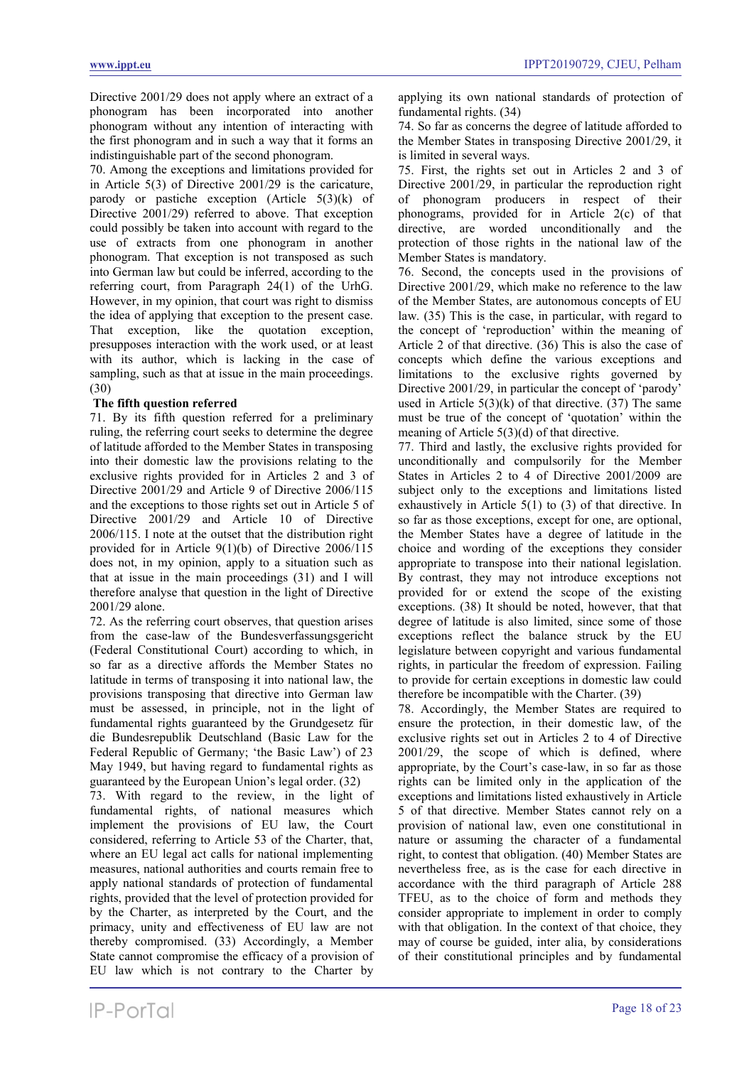Directive 2001/29 does not apply where an extract of a phonogram has been incorporated into another phonogram without any intention of interacting with the first phonogram and in such a way that it forms an indistinguishable part of the second phonogram.

70. Among the exceptions and limitations provided for in Article 5(3) of Directive 2001/29 is the caricature, parody or pastiche exception (Article 5(3)(k) of Directive 2001/29) referred to above. That exception could possibly be taken into account with regard to the use of extracts from one phonogram in another phonogram. That exception is not transposed as such into German law but could be inferred, according to the referring court, from Paragraph 24(1) of the UrhG. However, in my opinion, that court was right to dismiss the idea of applying that exception to the present case. That exception, like the quotation exception, presupposes interaction with the work used, or at least with its author, which is lacking in the case of sampling, such as that at issue in the main proceedings. (30)

**The fifth question referred**

71. By its fifth question referred for a preliminary ruling, the referring court seeks to determine the degree of latitude afforded to the Member States in transposing into their domestic law the provisions relating to the exclusive rights provided for in Articles 2 and 3 of Directive 2001/29 and Article 9 of Directive 2006/115 and the exceptions to those rights set out in Article 5 of Directive 2001/29 and Article 10 of Directive 2006/115. I note at the outset that the distribution right provided for in Article 9(1)(b) of Directive 2006/115 does not, in my opinion, apply to a situation such as that at issue in the main proceedings (31) and I will therefore analyse that question in the light of Directive 2001/29 alone.

72. As the referring court observes, that question arises from the case-law of the Bundesverfassungsgericht (Federal Constitutional Court) according to which, in so far as a directive affords the Member States no latitude in terms of transposing it into national law, the provisions transposing that directive into German law must be assessed, in principle, not in the light of fundamental rights guaranteed by the Grundgesetz für die Bundesrepublik Deutschland (Basic Law for the Federal Republic of Germany; 'the Basic Law') of 23 May 1949, but having regard to fundamental rights as guaranteed by the European Union's legal order. (32)

73. With regard to the review, in the light of fundamental rights, of national measures which implement the provisions of EU law, the Court considered, referring to Article 53 of the Charter, that, where an EU legal act calls for national implementing measures, national authorities and courts remain free to apply national standards of protection of fundamental rights, provided that the level of protection provided for by the Charter, as interpreted by the Court, and the primacy, unity and effectiveness of EU law are not thereby compromised. (33) Accordingly, a Member State cannot compromise the efficacy of a provision of EU law which is not contrary to the Charter by applying its own national standards of protection of fundamental rights. (34)

74. So far as concerns the degree of latitude afforded to the Member States in transposing Directive 2001/29, it is limited in several ways.

75. First, the rights set out in Articles 2 and 3 of Directive 2001/29, in particular the reproduction right of phonogram producers in respect of their phonograms, provided for in Article 2(c) of that directive, are worded unconditionally and the protection of those rights in the national law of the Member States is mandatory.

76. Second, the concepts used in the provisions of Directive 2001/29, which make no reference to the law of the Member States, are autonomous concepts of EU law. (35) This is the case, in particular, with regard to the concept of 'reproduction' within the meaning of Article 2 of that directive. (36) This is also the case of concepts which define the various exceptions and limitations to the exclusive rights governed by Directive 2001/29, in particular the concept of 'parody' used in Article 5(3)(k) of that directive. (37) The same must be true of the concept of 'quotation' within the meaning of Article 5(3)(d) of that directive.

77. Third and lastly, the exclusive rights provided for unconditionally and compulsorily for the Member States in Articles 2 to 4 of Directive 2001/2009 are subject only to the exceptions and limitations listed exhaustively in Article 5(1) to (3) of that directive. In so far as those exceptions, except for one, are optional, the Member States have a degree of latitude in the choice and wording of the exceptions they consider appropriate to transpose into their national legislation. By contrast, they may not introduce exceptions not provided for or extend the scope of the existing exceptions. (38) It should be noted, however, that that degree of latitude is also limited, since some of those exceptions reflect the balance struck by the EU legislature between copyright and various fundamental rights, in particular the freedom of expression. Failing to provide for certain exceptions in domestic law could therefore be incompatible with the Charter. (39)

78. Accordingly, the Member States are required to ensure the protection, in their domestic law, of the exclusive rights set out in Articles 2 to 4 of Directive 2001/29, the scope of which is defined, where appropriate, by the Court's case-law, in so far as those rights can be limited only in the application of the exceptions and limitations listed exhaustively in Article 5 of that directive. Member States cannot rely on a provision of national law, even one constitutional in nature or assuming the character of a fundamental right, to contest that obligation. (40) Member States are nevertheless free, as is the case for each directive in accordance with the third paragraph of Article 288 TFEU, as to the choice of form and methods they consider appropriate to implement in order to comply with that obligation. In the context of that choice, they may of course be guided, inter alia, by considerations of their constitutional principles and by fundamental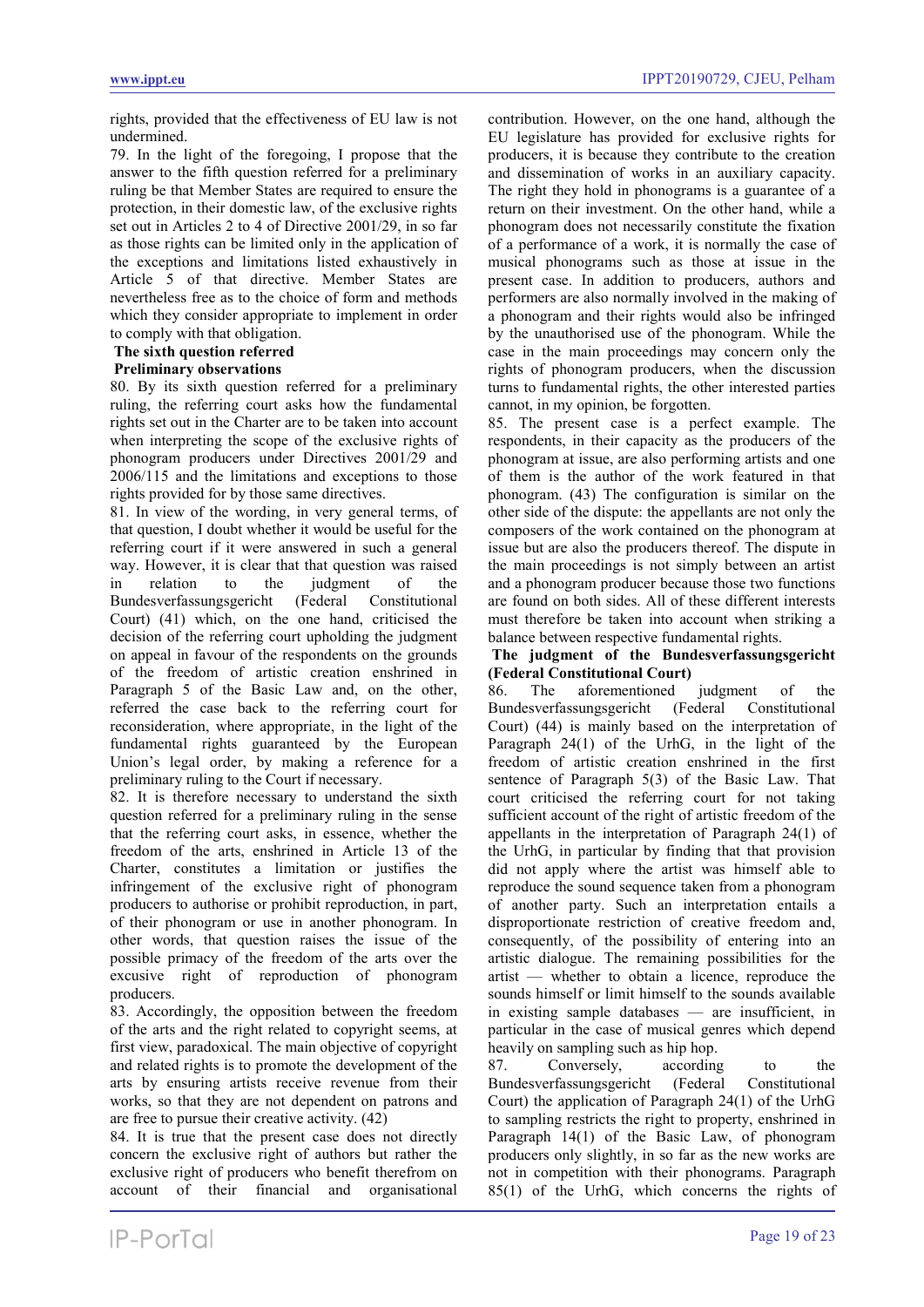rights, provided that the effectiveness of EU law is not undermined.

79. In the light of the foregoing, I propose that the answer to the fifth question referred for a preliminary ruling be that Member States are required to ensure the protection, in their domestic law, of the exclusive rights set out in Articles 2 to 4 of Directive 2001/29, in so far as those rights can be limited only in the application of the exceptions and limitations listed exhaustively in Article 5 of that directive. Member States are nevertheless free as to the choice of form and methods which they consider appropriate to implement in order to comply with that obligation.

**The sixth question referred**

**Preliminary observations**

80. By its sixth question referred for a preliminary ruling, the referring court asks how the fundamental rights set out in the Charter are to be taken into account when interpreting the scope of the exclusive rights of phonogram producers under Directives 2001/29 and 2006/115 and the limitations and exceptions to those rights provided for by those same directives.

81. In view of the wording, in very general terms, of that question, I doubt whether it would be useful for the referring court if it were answered in such a general way. However, it is clear that that question was raised in relation to the judgment of the Bundesverfassungsgericht (Federal Constitutional Court) (41) which, on the one hand, criticised the decision of the referring court upholding the judgment on appeal in favour of the respondents on the grounds of the freedom of artistic creation enshrined in Paragraph 5 of the Basic Law and, on the other, referred the case back to the referring court for reconsideration, where appropriate, in the light of the fundamental rights guaranteed by the European Union's legal order, by making a reference for a preliminary ruling to the Court if necessary.

82. It is therefore necessary to understand the sixth question referred for a preliminary ruling in the sense that the referring court asks, in essence, whether the freedom of the arts, enshrined in Article 13 of the Charter, constitutes a limitation or justifies the infringement of the exclusive right of phonogram producers to authorise or prohibit reproduction, in part, of their phonogram or use in another phonogram. In other words, that question raises the issue of the possible primacy of the freedom of the arts over the excusive right of reproduction of phonogram producers.

83. Accordingly, the opposition between the freedom of the arts and the right related to copyright seems, at first view, paradoxical. The main objective of copyright and related rights is to promote the development of the arts by ensuring artists receive revenue from their works, so that they are not dependent on patrons and are free to pursue their creative activity. (42)

84. It is true that the present case does not directly concern the exclusive right of authors but rather the exclusive right of producers who benefit therefrom on account of their financial and organisational contribution. However, on the one hand, although the EU legislature has provided for exclusive rights for producers, it is because they contribute to the creation and dissemination of works in an auxiliary capacity. The right they hold in phonograms is a guarantee of a return on their investment. On the other hand, while a phonogram does not necessarily constitute the fixation of a performance of a work, it is normally the case of musical phonograms such as those at issue in the present case. In addition to producers, authors and performers are also normally involved in the making of a phonogram and their rights would also be infringed by the unauthorised use of the phonogram. While the case in the main proceedings may concern only the rights of phonogram producers, when the discussion turns to fundamental rights, the other interested parties cannot, in my opinion, be forgotten.

85. The present case is a perfect example. The respondents, in their capacity as the producers of the phonogram at issue, are also performing artists and one of them is the author of the work featured in that phonogram. (43) The configuration is similar on the other side of the dispute: the appellants are not only the composers of the work contained on the phonogram at issue but are also the producers thereof. The dispute in the main proceedings is not simply between an artist and a phonogram producer because those two functions are found on both sides. All of these different interests must therefore be taken into account when striking a balance between respective fundamental rights.

**The judgment of the Bundesverfassungsgericht (Federal Constitutional Court)**

86. The aforementioned judgment of the Bundesverfassungsgericht (Federal Constitutional Court) (44) is mainly based on the interpretation of Paragraph 24(1) of the UrhG, in the light of the freedom of artistic creation enshrined in the first sentence of Paragraph 5(3) of the Basic Law. That court criticised the referring court for not taking sufficient account of the right of artistic freedom of the appellants in the interpretation of Paragraph 24(1) of the UrhG, in particular by finding that that provision did not apply where the artist was himself able to reproduce the sound sequence taken from a phonogram of another party. Such an interpretation entails a disproportionate restriction of creative freedom and, consequently, of the possibility of entering into an artistic dialogue. The remaining possibilities for the artist — whether to obtain a licence, reproduce the sounds himself or limit himself to the sounds available in existing sample databases — are insufficient, in particular in the case of musical genres which depend heavily on sampling such as hip hop.

87. Conversely, according to the Bundesverfassungsgericht (Federal Constitutional Court) the application of Paragraph 24(1) of the UrhG to sampling restricts the right to property, enshrined in Paragraph 14(1) of the Basic Law, of phonogram producers only slightly, in so far as the new works are not in competition with their phonograms. Paragraph 85(1) of the UrhG, which concerns the rights of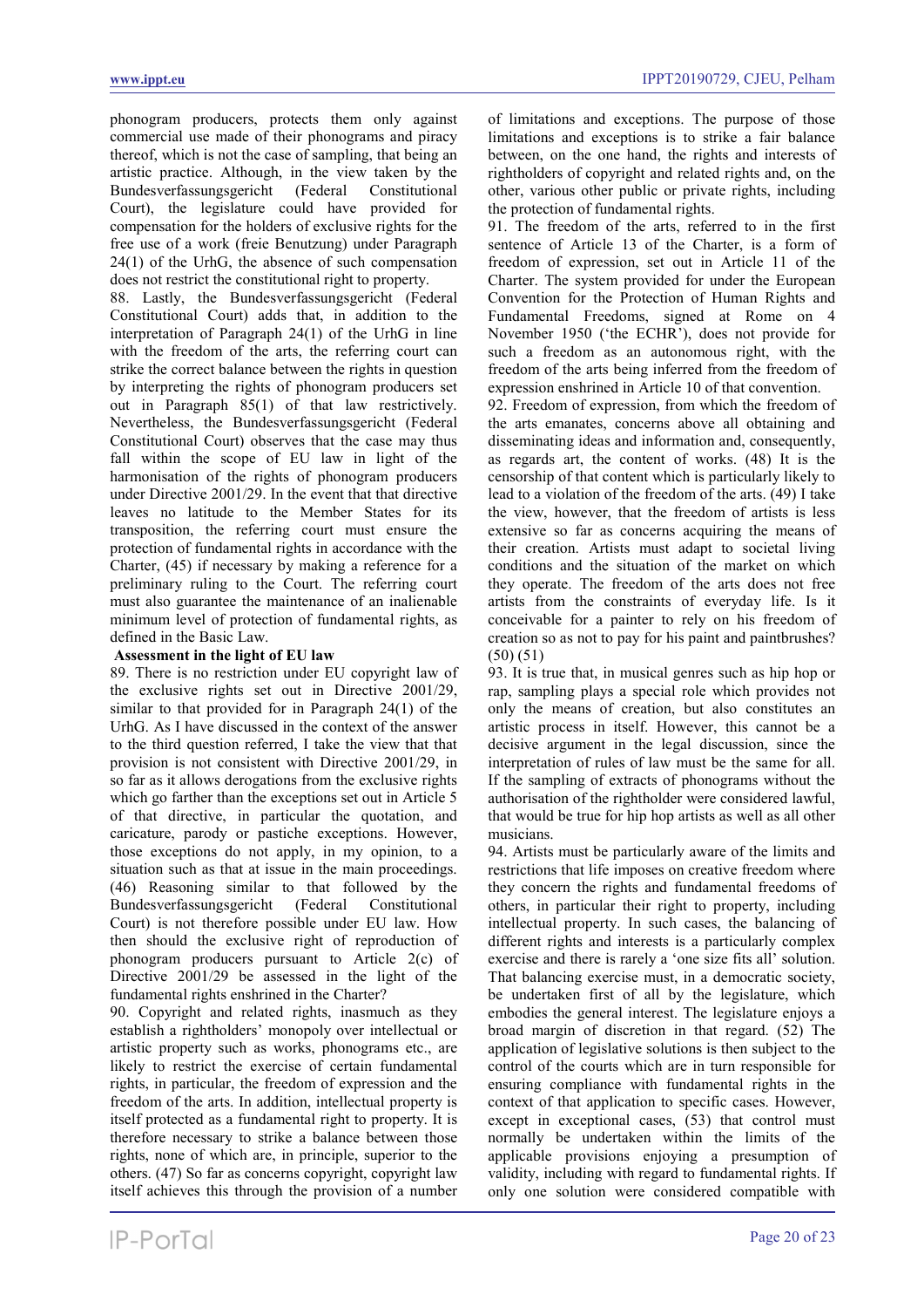phonogram producers, protects them only against commercial use made of their phonograms and piracy thereof, which is not the case of sampling, that being an artistic practice. Although, in the view taken by the Bundesverfassungsgericht (Federal Constitutional Court), the legislature could have provided for compensation for the holders of exclusive rights for the free use of a work (freie Benutzung) under Paragraph 24(1) of the UrhG, the absence of such compensation does not restrict the constitutional right to property.

88. Lastly, the Bundesverfassungsgericht (Federal Constitutional Court) adds that, in addition to the interpretation of Paragraph 24(1) of the UrhG in line with the freedom of the arts, the referring court can strike the correct balance between the rights in question by interpreting the rights of phonogram producers set out in Paragraph 85(1) of that law restrictively. Nevertheless, the Bundesverfassungsgericht (Federal Constitutional Court) observes that the case may thus fall within the scope of EU law in light of the harmonisation of the rights of phonogram producers under Directive 2001/29. In the event that that directive leaves no latitude to the Member States for its transposition, the referring court must ensure the protection of fundamental rights in accordance with the Charter, (45) if necessary by making a reference for a preliminary ruling to the Court. The referring court must also guarantee the maintenance of an inalienable minimum level of protection of fundamental rights, as defined in the Basic Law.

**Assessment in the light of EU law**

89. There is no restriction under EU copyright law of the exclusive rights set out in Directive 2001/29, similar to that provided for in Paragraph 24(1) of the UrhG. As I have discussed in the context of the answer to the third question referred, I take the view that that provision is not consistent with Directive 2001/29, in so far as it allows derogations from the exclusive rights which go farther than the exceptions set out in Article 5 of that directive, in particular the quotation, and caricature, parody or pastiche exceptions. However, those exceptions do not apply, in my opinion, to a situation such as that at issue in the main proceedings. (46) Reasoning similar to that followed by the Bundesverfassungsgericht (Federal Constitutional Court) is not therefore possible under EU law. How then should the exclusive right of reproduction of phonogram producers pursuant to Article 2(c) of Directive 2001/29 be assessed in the light of the fundamental rights enshrined in the Charter?

90. Copyright and related rights, inasmuch as they establish a rightholders' monopoly over intellectual or artistic property such as works, phonograms etc., are likely to restrict the exercise of certain fundamental rights, in particular, the freedom of expression and the freedom of the arts. In addition, intellectual property is itself protected as a fundamental right to property. It is therefore necessary to strike a balance between those rights, none of which are, in principle, superior to the others. (47) So far as concerns copyright, copyright law itself achieves this through the provision of a number of limitations and exceptions. The purpose of those limitations and exceptions is to strike a fair balance between, on the one hand, the rights and interests of rightholders of copyright and related rights and, on the other, various other public or private rights, including the protection of fundamental rights.

91. The freedom of the arts, referred to in the first sentence of Article 13 of the Charter, is a form of freedom of expression, set out in Article 11 of the Charter. The system provided for under the European Convention for the Protection of Human Rights and Fundamental Freedoms, signed at Rome on 4 November 1950 ('the ECHR'), does not provide for such a freedom as an autonomous right, with the freedom of the arts being inferred from the freedom of expression enshrined in Article 10 of that convention.

92. Freedom of expression, from which the freedom of the arts emanates, concerns above all obtaining and disseminating ideas and information and, consequently, as regards art, the content of works. (48) It is the censorship of that content which is particularly likely to lead to a violation of the freedom of the arts. (49) I take the view, however, that the freedom of artists is less extensive so far as concerns acquiring the means of their creation. Artists must adapt to societal living conditions and the situation of the market on which they operate. The freedom of the arts does not free artists from the constraints of everyday life. Is it conceivable for a painter to rely on his freedom of creation so as not to pay for his paint and paintbrushes? (50) (51)

93. It is true that, in musical genres such as hip hop or rap, sampling plays a special role which provides not only the means of creation, but also constitutes an artistic process in itself. However, this cannot be a decisive argument in the legal discussion, since the interpretation of rules of law must be the same for all. If the sampling of extracts of phonograms without the authorisation of the rightholder were considered lawful, that would be true for hip hop artists as well as all other musicians.

94. Artists must be particularly aware of the limits and restrictions that life imposes on creative freedom where they concern the rights and fundamental freedoms of others, in particular their right to property, including intellectual property. In such cases, the balancing of different rights and interests is a particularly complex exercise and there is rarely a 'one size fits all' solution. That balancing exercise must, in a democratic society, be undertaken first of all by the legislature, which embodies the general interest. The legislature enjoys a broad margin of discretion in that regard. (52) The application of legislative solutions is then subject to the control of the courts which are in turn responsible for ensuring compliance with fundamental rights in the context of that application to specific cases. However, except in exceptional cases, (53) that control must normally be undertaken within the limits of the applicable provisions enjoying a presumption of validity, including with regard to fundamental rights. If only one solution were considered compatible with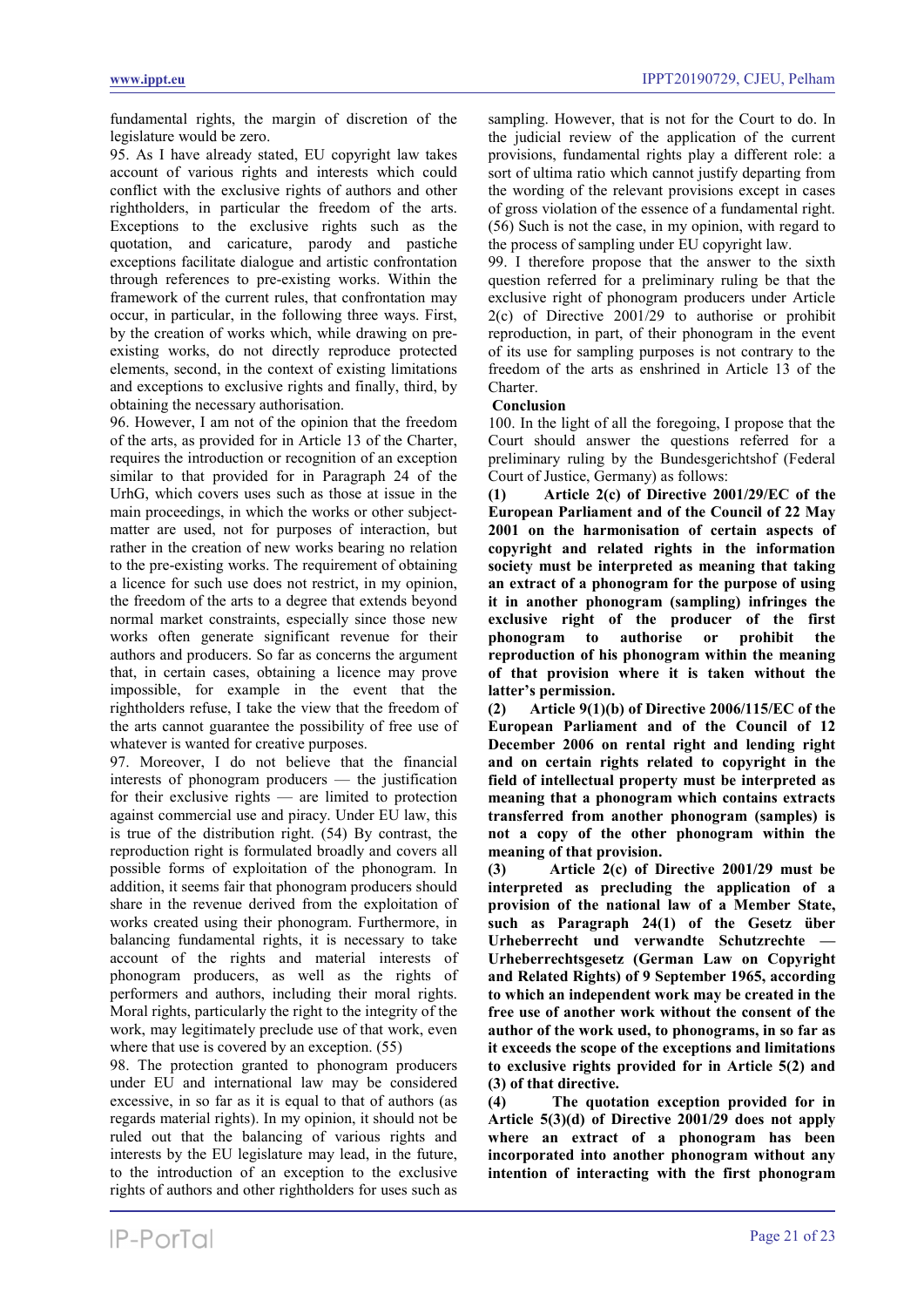fundamental rights, the margin of discretion of the legislature would be zero.

95. As I have already stated, EU copyright law takes account of various rights and interests which could conflict with the exclusive rights of authors and other rightholders, in particular the freedom of the arts. Exceptions to the exclusive rights such as the quotation, and caricature, parody and pastiche exceptions facilitate dialogue and artistic confrontation through references to pre-existing works. Within the framework of the current rules, that confrontation may occur, in particular, in the following three ways. First, by the creation of works which, while drawing on pre-existing works, do not directly reproduce protected elements, second, in the context of existing limitations and exceptions to exclusive rights and finally, third, by obtaining the necessary authorisation.

96. However, I am not of the opinion that the freedom of the arts, as provided for in Article 13 of the Charter, requires the introduction or recognition of an exception similar to that provided for in Paragraph 24 of the UrhG, which covers uses such as those at issue in the main proceedings, in which the works or other subject-matter are used, not for purposes of interaction, but rather in the creation of new works bearing no relation to the pre-existing works. The requirement of obtaining a licence for such use does not restrict, in my opinion, the freedom of the arts to a degree that extends beyond normal market constraints, especially since those new works often generate significant revenue for their authors and producers. So far as concerns the argument that, in certain cases, obtaining a licence may prove impossible, for example in the event that the rightholders refuse, I take the view that the freedom of the arts cannot guarantee the possibility of free use of whatever is wanted for creative purposes.

97. Moreover, I do not believe that the financial interests of phonogram producers — the justification for their exclusive rights — are limited to protection against commercial use and piracy. Under EU law, this is true of the distribution right. (54) By contrast, the reproduction right is formulated broadly and covers all possible forms of exploitation of the phonogram. In addition, it seems fair that phonogram producers should share in the revenue derived from the exploitation of works created using their phonogram. Furthermore, in balancing fundamental rights, it is necessary to take account of the rights and material interests of phonogram producers, as well as the rights of performers and authors, including their moral rights. Moral rights, particularly the right to the integrity of the work, may legitimately preclude use of that work, even where that use is covered by an exception. (55)

98. The protection granted to phonogram producers under EU and international law may be considered excessive, in so far as it is equal to that of authors (as regards material rights). In my opinion, it should not be ruled out that the balancing of various rights and interests by the EU legislature may lead, in the future, to the introduction of an exception to the exclusive rights of authors and other rightholders for uses such as sampling. However, that is not for the Court to do. In the judicial review of the application of the current provisions, fundamental rights play a different role: a sort of ultima ratio which cannot justify departing from the wording of the relevant provisions except in cases of gross violation of the essence of a fundamental right. (56) Such is not the case, in my opinion, with regard to the process of sampling under EU copyright law.

99. I therefore propose that the answer to the sixth question referred for a preliminary ruling be that the exclusive right of phonogram producers under Article 2(c) of Directive 2001/29 to authorise or prohibit reproduction, in part, of their phonogram in the event of its use for sampling purposes is not contrary to the freedom of the arts as enshrined in Article 13 of the Charter.

**Conclusion**

100. In the light of all the foregoing, I propose that the Court should answer the questions referred for a preliminary ruling by the Bundesgerichtshof (Federal Court of Justice, Germany) as follows:

**(1) Article 2(c) of Directive 2001/29/EC of the European Parliament and of the Council of 22 May 2001 on the harmonisation of certain aspects of copyright and related rights in the information society must be interpreted as meaning that taking an extract of a phonogram for the purpose of using it in another phonogram (sampling) infringes the exclusive right of the producer of the first phonogram to authorise or prohibit the reproduction of his phonogram within the meaning of that provision where it is taken without the latter's permission.**

**(2) Article 9(1)(b) of Directive 2006/115/EC of the European Parliament and of the Council of 12 December 2006 on rental right and lending right and on certain rights related to copyright in the field of intellectual property must be interpreted as meaning that a phonogram which contains extracts transferred from another phonogram (samples) is not a copy of the other phonogram within the meaning of that provision.**

**(3) Article 2(c) of Directive 2001/29 must be interpreted as precluding the application of a provision of the national law of a Member State, such as Paragraph 24(1) of the Gesetz über Urheberrecht und verwandte Schutzrechte — Urheberrechtsgesetz (German Law on Copyright and Related Rights) of 9 September 1965, according to which an independent work may be created in the free use of another work without the consent of the author of the work used, to phonograms, in so far as it exceeds the scope of the exceptions and limitations to exclusive rights provided for in Article 5(2) and (3) of that directive.**

**(4) The quotation exception provided for in Article 5(3)(d) of Directive 2001/29 does not apply where an extract of a phonogram has been incorporated into another phonogram without any intention of interacting with the first phonogram**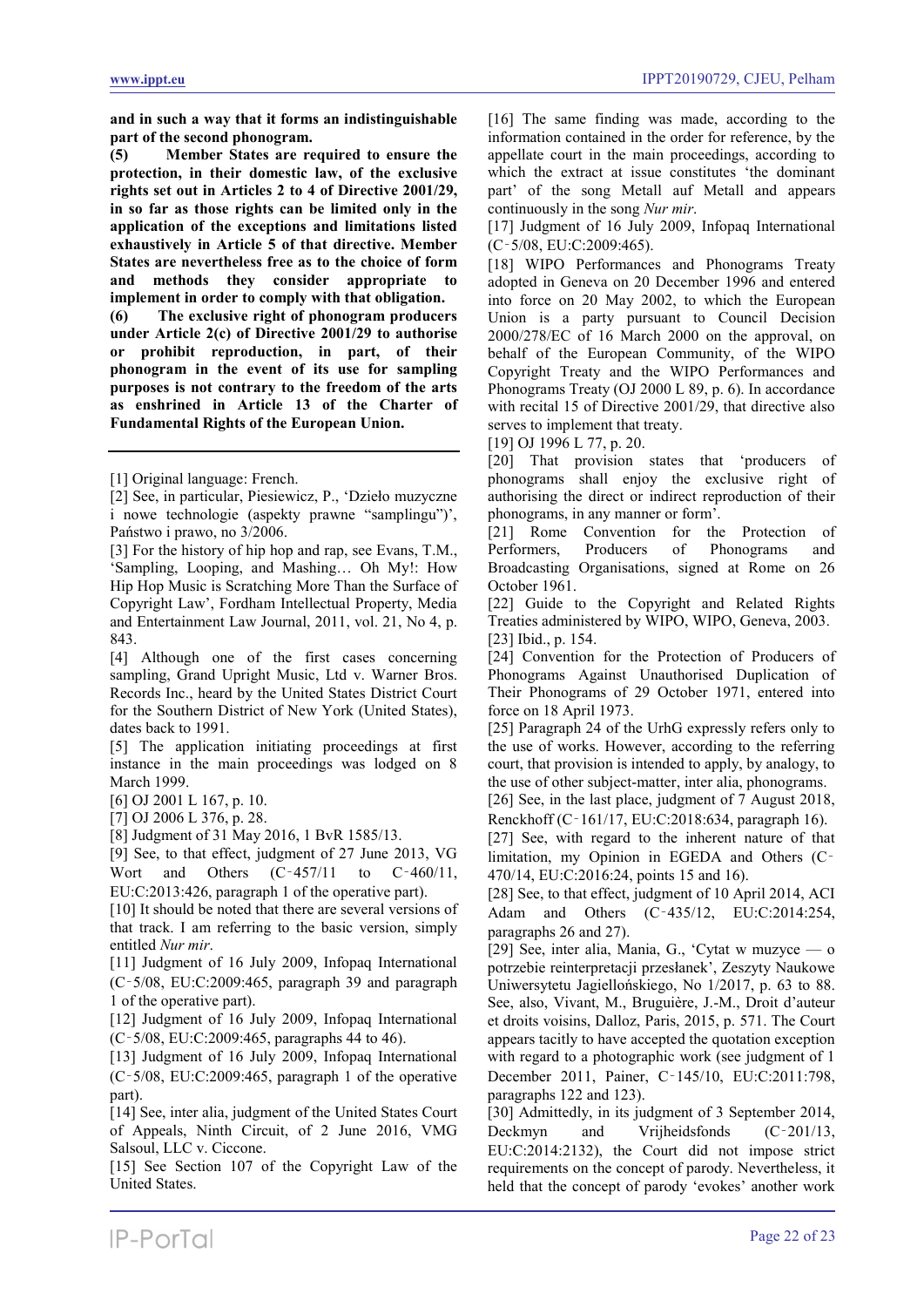**and in such a way that it forms an indistinguishable part of the second phonogram.**

**(5) Member States are required to ensure the protection, in their domestic law, of the exclusive rights set out in Articles 2 to 4 of Directive 2001/29, in so far as those rights can be limited only in the application of the exceptions and limitations listed exhaustively in Article 5 of that directive. Member States are nevertheless free as to the choice of form and methods they consider appropriate to implement in order to comply with that obligation.**

**(6) The exclusive right of phonogram producers under Article 2(c) of Directive 2001/29 to authorise or prohibit reproduction, in part, of their phonogram in the event of its use for sampling purposes is not contrary to the freedom of the arts as enshrined in Article 13 of the Charter of Fundamental Rights of the European Union.**

---

[1] Original language: French.

[2] See, in particular, Piesiewicz, P., 'Dzieło muzyczne i nowe technologie (aspekty prawne "samplingu")', Państwo i prawo, no 3/2006.

[3] For the history of hip hop and rap, see Evans, T.M., 'Sampling, Looping, and Mashing… Oh My!: How Hip Hop Music is Scratching More Than the Surface of Copyright Law', Fordham Intellectual Property, Media and Entertainment Law Journal, 2011, vol. 21, No 4, p. 843.

[4] Although one of the first cases concerning sampling, Grand Upright Music, Ltd v. Warner Bros. Records Inc., heard by the United States District Court for the Southern District of New York (United States), dates back to 1991.

[5] The application initiating proceedings at first instance in the main proceedings was lodged on 8 March 1999.

[6] OJ 2001 L 167, p. 10.

[7] OJ 2006 L 376, p. 28.

[8] Judgment of 31 May 2016, 1 BvR 1585/13.

[9] See, to that effect, judgment of 27 June 2013, VG Wort and Others (C‑457/11 to C‑460/11, EU:C:2013:426, paragraph 1 of the operative part).

[10] It should be noted that there are several versions of that track. I am referring to the basic version, simply entitled *Nur mir*.

[11] Judgment of 16 July 2009, Infopaq International (C‑5/08, EU:C:2009:465, paragraph 39 and paragraph 1 of the operative part).

[12] Judgment of 16 July 2009, Infopaq International (C‑5/08, EU:C:2009:465, paragraphs 44 to 46).

[13] Judgment of 16 July 2009, Infopaq International (C‑5/08, EU:C:2009:465, paragraph 1 of the operative part).

[14] See, inter alia, judgment of the United States Court of Appeals, Ninth Circuit, of 2 June 2016, VMG Salsoul, LLC v. Ciccone.

[15] See Section 107 of the Copyright Law of the United States.

[16] The same finding was made, according to the information contained in the order for reference, by the appellate court in the main proceedings, according to which the extract at issue constitutes 'the dominant part' of the song Metall auf Metall and appears continuously in the song *Nur mir*.

[17] Judgment of 16 July 2009, Infopaq International (C‑5/08, EU:C:2009:465).

[18] WIPO Performances and Phonograms Treaty adopted in Geneva on 20 December 1996 and entered into force on 20 May 2002, to which the European Union is a party pursuant to Council Decision 2000/278/EC of 16 March 2000 on the approval, on behalf of the European Community, of the WIPO Copyright Treaty and the WIPO Performances and Phonograms Treaty (OJ 2000 L 89, p. 6). In accordance with recital 15 of Directive 2001/29, that directive also serves to implement that treaty.

[19] OJ 1996 L 77, p. 20.

[20] That provision states that 'producers of phonograms shall enjoy the exclusive right of authorising the direct or indirect reproduction of their phonograms, in any manner or form'.

[21] Rome Convention for the Protection of Performers, Producers of Phonograms and Broadcasting Organisations, signed at Rome on 26 October 1961.

[22] Guide to the Copyright and Related Rights Treaties administered by WIPO, WIPO, Geneva, 2003.

[23] Ibid., p. 154.

[24] Convention for the Protection of Producers of Phonograms Against Unauthorised Duplication of Their Phonograms of 29 October 1971, entered into force on 18 April 1973.

[25] Paragraph 24 of the UrhG expressly refers only to the use of works. However, according to the referring court, that provision is intended to apply, by analogy, to the use of other subject-matter, inter alia, phonograms.

[26] See, in the last place, judgment of 7 August 2018, Renckhoff (C‑161/17, EU:C:2018:634, paragraph 16).

[27] See, with regard to the inherent nature of that limitation, my Opinion in EGEDA and Others (C‑470/14, EU:C:2016:24, points 15 and 16).

[28] See, to that effect, judgment of 10 April 2014, ACI Adam and Others (C‑435/12, EU:C:2014:254, paragraphs 26 and 27).

[29] See, inter alia, Mania, G., 'Cytat w muzyce — o potrzebie reinterpretacji przesłanek', Zeszyty Naukowe Uniwersytetu Jagiellońskiego, No 1/2017, p. 63 to 88. See, also, Vivant, M., Bruguière, J.-M., Droit d'auteur et droits voisins, Dalloz, Paris, 2015, p. 571. The Court appears tacitly to have accepted the quotation exception with regard to a photographic work (see judgment of 1 December 2011, Painer, C‑145/10, EU:C:2011:798, paragraphs 122 and 123).

[30] Admittedly, in its judgment of 3 September 2014, Deckmyn and Vrijheidsfonds (C‑201/13, EU:C:2014:2132), the Court did not impose strict requirements on the concept of parody. Nevertheless, it held that the concept of parody 'evokes' another work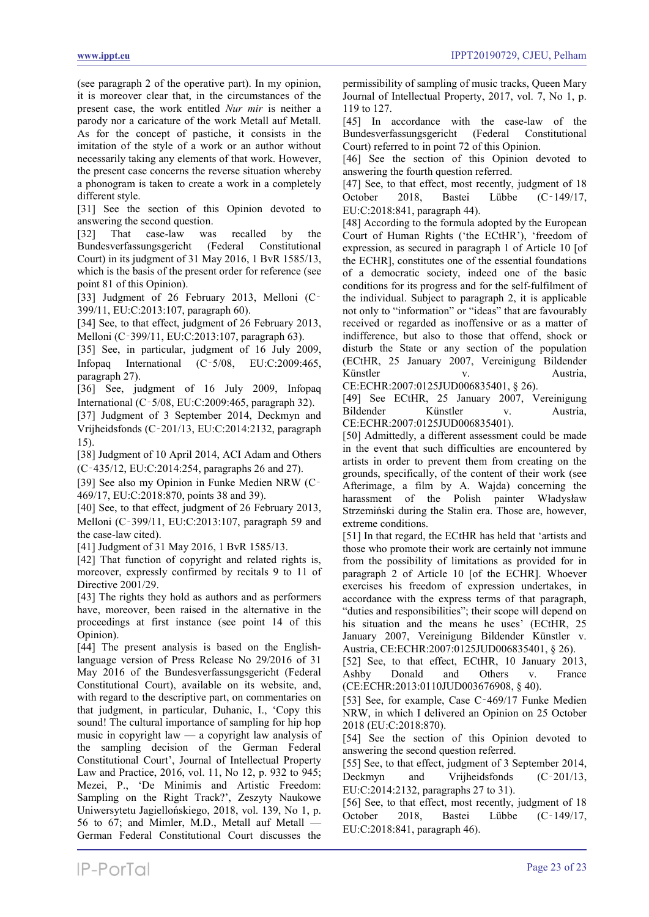(see paragraph 2 of the operative part). In my opinion, it is moreover clear that, in the circumstances of the present case, the work entitled *Nur mir* is neither a parody nor a caricature of the work Metall auf Metall. As for the concept of pastiche, it consists in the imitation of the style of a work or an author without necessarily taking any elements of that work. However, the present case concerns the reverse situation whereby a phonogram is taken to create a work in a completely different style.

[31] See the section of this Opinion devoted to answering the second question.

[32] That case-law was recalled by the Bundesverfassungsgericht (Federal Constitutional Court) in its judgment of 31 May 2016, 1 BvR 1585/13, which is the basis of the present order for reference (see point 81 of this Opinion).

[33] Judgment of 26 February 2013, Melloni (C‑399/11, EU:C:2013:107, paragraph 60).

[34] See, to that effect, judgment of 26 February 2013, Melloni (C‑399/11, EU:C:2013:107, paragraph 63).

[35] See, in particular, judgment of 16 July 2009, Infopaq International (C‑5/08, EU:C:2009:465, paragraph 27).

[36] See, judgment of 16 July 2009, Infopaq International (C‑5/08, EU:C:2009:465, paragraph 32).

[37] Judgment of 3 September 2014, Deckmyn and Vrijheidsfonds (C‑201/13, EU:C:2014:2132, paragraph 15).

[38] Judgment of 10 April 2014, ACI Adam and Others (C‑435/12, EU:C:2014:254, paragraphs 26 and 27).

[39] See also my Opinion in Funke Medien NRW (C‑469/17, EU:C:2018:870, points 38 and 39).

[40] See, to that effect, judgment of 26 February 2013, Melloni (C‑399/11, EU:C:2013:107, paragraph 59 and the case-law cited).

[41] Judgment of 31 May 2016, 1 BvR 1585/13.

[42] That function of copyright and related rights is, moreover, expressly confirmed by recitals 9 to 11 of Directive 2001/29.

[43] The rights they hold as authors and as performers have, moreover, been raised in the alternative in the proceedings at first instance (see point 14 of this Opinion).

[44] The present analysis is based on the English-language version of Press Release No 29/2016 of 31 May 2016 of the Bundesverfassungsgericht (Federal Constitutional Court), available on its website, and, with regard to the descriptive part, on commentaries on that judgment, in particular, Duhanic, I., 'Copy this sound! The cultural importance of sampling for hip hop music in copyright law — a copyright law analysis of the sampling decision of the German Federal Constitutional Court', Journal of Intellectual Property Law and Practice, 2016, vol. 11, No 12, p. 932 to 945; Mezei, P., 'De Minimis and Artistic Freedom: Sampling on the Right Track?', Zeszyty Naukowe Uniwersytetu Jagiellońskiego, 2018, vol. 139, No 1, p. 56 to 67; and Mimler, M.D., Metall auf Metall — German Federal Constitutional Court discusses the permissibility of sampling of music tracks, Queen Mary Journal of Intellectual Property, 2017, vol. 7, No 1, p. 119 to 127.

[45] In accordance with the case-law of the Bundesverfassungsgericht (Federal Constitutional Court) referred to in point 72 of this Opinion.

[46] See the section of this Opinion devoted to answering the fourth question referred.

[47] See, to that effect, most recently, judgment of 18 October 2018, Bastei Lübbe (C‑149/17, EU:C:2018:841, paragraph 44).

[48] According to the formula adopted by the European Court of Human Rights ('the ECtHR'), 'freedom of expression, as secured in paragraph 1 of Article 10 [of the ECHR], constitutes one of the essential foundations of a democratic society, indeed one of the basic conditions for its progress and for the self-fulfilment of the individual. Subject to paragraph 2, it is applicable not only to "information" or "ideas" that are favourably received or regarded as inoffensive or as a matter of indifference, but also to those that offend, shock or disturb the State or any section of the population (ECtHR, 25 January 2007, Vereinigung Bildender Künstler v. Austria, CE:ECHR:2007:0125JUD006835401, § 26).

[49] See ECtHR, 25 January 2007, Vereinigung Bildender Künstler v. Austria, CE:ECHR:2007:0125JUD006835401).

[50] Admittedly, a different assessment could be made in the event that such difficulties are encountered by artists in order to prevent them from creating on the grounds, specifically, of the content of their work (see Afterimage, a film by A. Wajda) concerning the harassment of the Polish painter Władysław Strzemiński during the Stalin era. Those are, however, extreme conditions.

[51] In that regard, the ECtHR has held that 'artists and those who promote their work are certainly not immune from the possibility of limitations as provided for in paragraph 2 of Article 10 [of the ECHR]. Whoever exercises his freedom of expression undertakes, in accordance with the express terms of that paragraph, "duties and responsibilities"; their scope will depend on his situation and the means he uses' (ECtHR, 25 January 2007, Vereinigung Bildender Künstler v. Austria, CE:ECHR:2007:0125JUD006835401, § 26).

[52] See, to that effect, ECtHR, 10 January 2013, Ashby Donald and Others v. France (CE:ECHR:2013:0110JUD003676908, § 40).

[53] See, for example, Case C‑469/17 Funke Medien NRW, in which I delivered an Opinion on 25 October 2018 (EU:C:2018:870).

[54] See the section of this Opinion devoted to answering the second question referred.

[55] See, to that effect, judgment of 3 September 2014, Deckmyn and Vrijheidsfonds (C‑201/13, EU:C:2014:2132, paragraphs 27 to 31).

[56] See, to that effect, most recently, judgment of 18 October 2018, Bastei Lübbe (C‑149/17, EU:C:2018:841, paragraph 46).